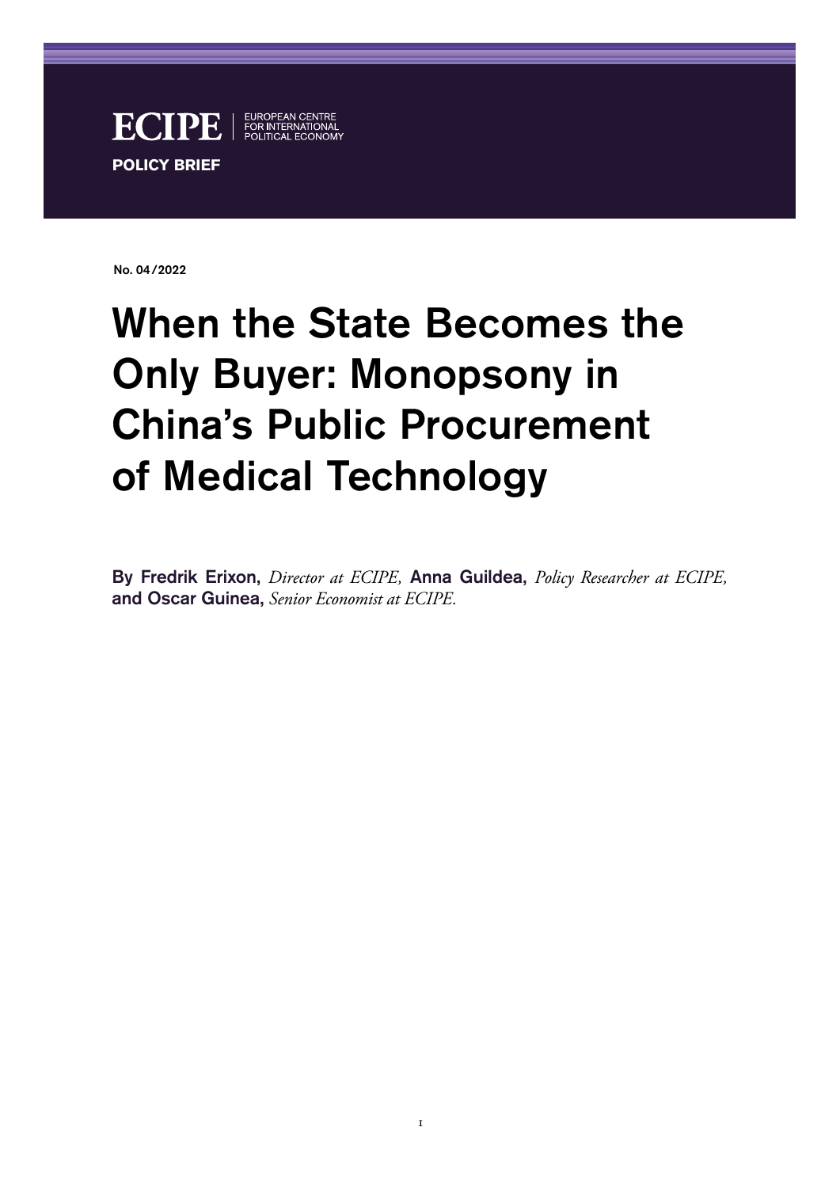ECIPE | EUROPEAN CENTRE FOR INTERNATIONAL POLITICAL ECONOMY

**POLICY BRIEF**

No. 04/2022

# When the State Becomes the Only Buyer: Monopsony in China's Public Procurement of Medical Technology

**By Fredrik Erixon,** *Director at ECIPE,* **Anna Guildea,** *Policy Researcher at ECIPE,* **and Oscar Guinea,** *Senior Economist at ECIPE.*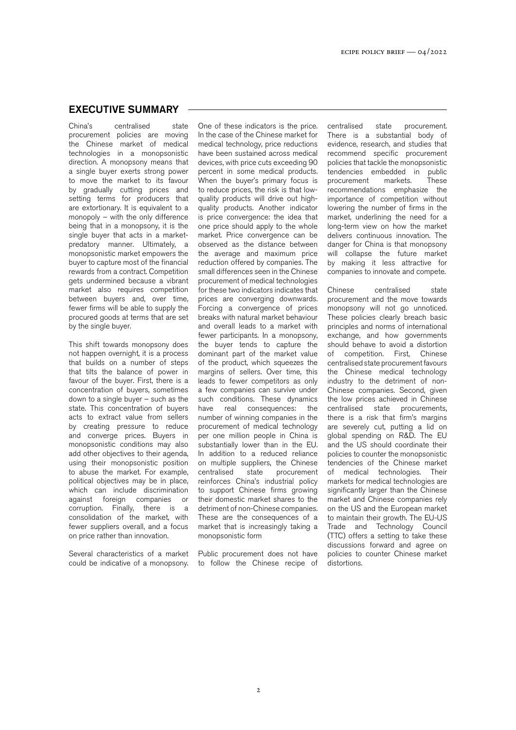## EXECUTIVE SUMMARY

China's centralised state procurement policies are moving the Chinese market of medical technologies in a monopsonistic direction. A monopsony means that a single buyer exerts strong power to move the market to its favour by gradually cutting prices and setting terms for producers that are extortionary. It is equivalent to a monopoly – with the only difference being that in a monopsony, it is the single buyer that acts in a market-predatory manner. Ultimately, a monopsonistic market empowers the buyer to capture most of the financial rewards from a contract. Competition gets undermined because a vibrant market also requires competition between buyers and, over time, fewer firms will be able to supply the procured goods at terms that are set by the single buyer.

This shift towards monopsony does not happen overnight, it is a process that builds on a number of steps that tilts the balance of power in favour of the buyer. First, there is a concentration of buyers, sometimes down to a single buyer – such as the state. This concentration of buyers acts to extract value from sellers by creating pressure to reduce and converge prices. Buyers in monopsonistic conditions may also add other objectives to their agenda, using their monopsonistic position to abuse the market. For example, political objectives may be in place, which can include discrimination against foreign companies or corruption. Finally, there is a consolidation of the market, with fewer suppliers overall, and a focus on price rather than innovation.

Several characteristics of a market could be indicative of a monopsony. One of these indicators is the price. In the case of the Chinese market for medical technology, price reductions have been sustained across medical devices, with price cuts exceeding 90 percent in some medical products. When the buyer's primary focus is to reduce prices, the risk is that low-quality products will drive out high-quality products. Another indicator is price convergence: the idea that one price should apply to the whole market. Price convergence can be observed as the distance between the average and maximum price reduction offered by companies. The small differences seen in the Chinese procurement of medical technologies for these two indicators indicates that prices are converging downwards. Forcing a convergence of prices breaks with natural market behaviour and overall leads to a market with fewer participants. In a monopsony, the buyer tends to capture the dominant part of the market value of the product, which squeezes the margins of sellers. Over time, this leads to fewer competitors as only a few companies can survive under such conditions. These dynamics have real consequences: the number of winning companies in the procurement of medical technology per one million people in China is substantially lower than in the EU. In addition to a reduced reliance on multiple suppliers, the Chinese centralised state procurement reinforces China's industrial policy to support Chinese firms growing their domestic market shares to the detriment of non-Chinese companies. These are the consequences of a market that is increasingly taking a monopsonistic form

Public procurement does not have to follow the Chinese recipe of centralised state procurement. There is a substantial body of evidence, research, and studies that recommend specific procurement policies that tackle the monopsonistic tendencies embedded in public procurement markets. These recommendations emphasize the importance of competition without lowering the number of firms in the market, underlining the need for a long-term view on how the market delivers continuous innovation. The danger for China is that monopsony will collapse the future market by making it less attractive for companies to innovate and compete.

Chinese centralised state procurement and the move towards monopsony will not go unnoticed. These policies clearly breach basic principles and norms of international exchange, and how governments should behave to avoid a distortion of competition. First, Chinese centralised state procurement favours the Chinese medical technology industry to the detriment of non-Chinese companies. Second, given the low prices achieved in Chinese centralised state procurements, there is a risk that firm's margins are severely cut, putting a lid on global spending on R&D. The EU and the US should coordinate their policies to counter the monopsonistic tendencies of the Chinese market of medical technologies. Their markets for medical technologies are significantly larger than the Chinese market and Chinese companies rely on the US and the European market to maintain their growth. The EU-US Trade and Technology Council (TTC) offers a setting to take these discussions forward and agree on policies to counter Chinese market distortions.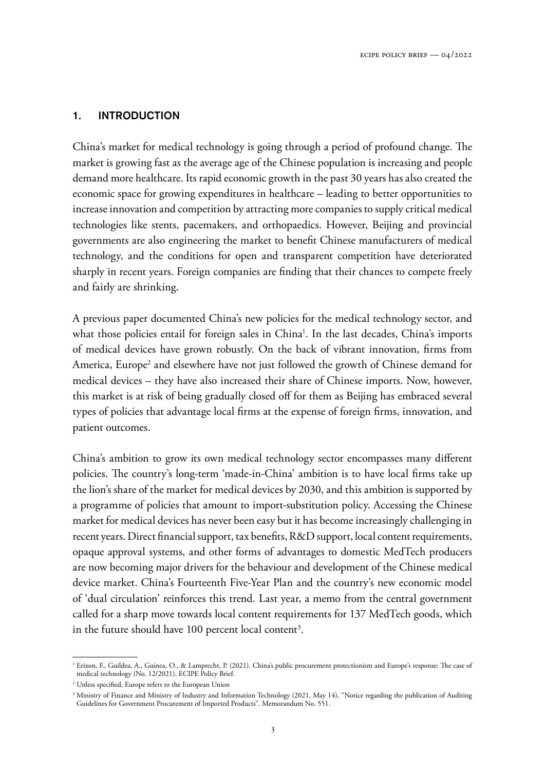## 1. INTRODUCTION

China's market for medical technology is going through a period of profound change. The market is growing fast as the average age of the Chinese population is increasing and people demand more healthcare. Its rapid economic growth in the past 30 years has also created the economic space for growing expenditures in healthcare – leading to better opportunities to increase innovation and competition by attracting more companies to supply critical medical technologies like stents, pacemakers, and orthopaedics. However, Beijing and provincial governments are also engineering the market to benefit Chinese manufacturers of medical technology, and the conditions for open and transparent competition have deteriorated sharply in recent years. Foreign companies are finding that their chances to compete freely and fairly are shrinking.

A previous paper documented China's new policies for the medical technology sector, and what those policies entail for foreign sales in China[1]. In the last decades, China's imports of medical devices have grown robustly. On the back of vibrant innovation, firms from America, Europe[2] and elsewhere have not just followed the growth of Chinese demand for medical devices – they have also increased their share of Chinese imports. Now, however, this market is at risk of being gradually closed off for them as Beijing has embraced several types of policies that advantage local firms at the expense of foreign firms, innovation, and patient outcomes.

China's ambition to grow its own medical technology sector encompasses many different policies. The country's long-term 'made-in-China' ambition is to have local firms take up the lion's share of the market for medical devices by 2030, and this ambition is supported by a programme of policies that amount to import-substitution policy. Accessing the Chinese market for medical devices has never been easy but it has become increasingly challenging in recent years. Direct financial support, tax benefits, R&D support, local content requirements, opaque approval systems, and other forms of advantages to domestic MedTech producers are now becoming major drivers for the behaviour and development of the Chinese medical device market. China's Fourteenth Five-Year Plan and the country's new economic model of 'dual circulation' reinforces this trend. Last year, a memo from the central government called for a sharp move towards local content requirements for 137 MedTech goods, which in the future should have 100 percent local content[3].

---

[1] Erixon, F., Guildea, A., Guinea, O., & Lamprecht, P. (2021). China's public procurement protectionism and Europe's response: The case of medical technology (No. 12/2021). ECIPE Policy Brief.

[2] Unless specified, Europe refers to the European Union

[3] Ministry of Finance and Ministry of Industry and Information Technology (2021, May 14), "Notice regarding the publication of Auditing Guidelines for Government Procurement of Imported Products". Memorandum No. 551.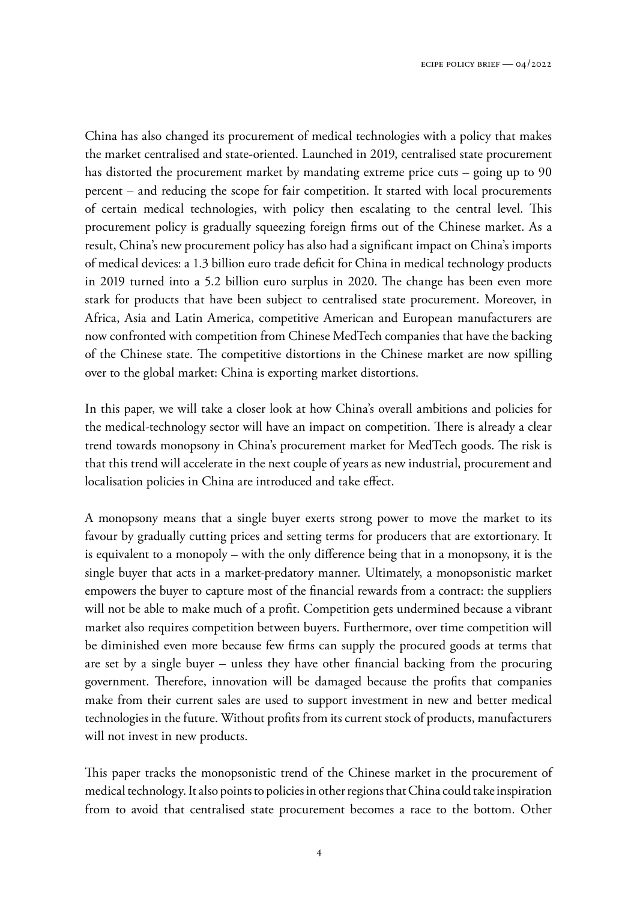China has also changed its procurement of medical technologies with a policy that makes the market centralised and state-oriented. Launched in 2019, centralised state procurement has distorted the procurement market by mandating extreme price cuts – going up to 90 percent – and reducing the scope for fair competition. It started with local procurements of certain medical technologies, with policy then escalating to the central level. This procurement policy is gradually squeezing foreign firms out of the Chinese market. As a result, China's new procurement policy has also had a significant impact on China's imports of medical devices: a 1.3 billion euro trade deficit for China in medical technology products in 2019 turned into a 5.2 billion euro surplus in 2020. The change has been even more stark for products that have been subject to centralised state procurement. Moreover, in Africa, Asia and Latin America, competitive American and European manufacturers are now confronted with competition from Chinese MedTech companies that have the backing of the Chinese state. The competitive distortions in the Chinese market are now spilling over to the global market: China is exporting market distortions.

In this paper, we will take a closer look at how China's overall ambitions and policies for the medical-technology sector will have an impact on competition. There is already a clear trend towards monopsony in China's procurement market for MedTech goods. The risk is that this trend will accelerate in the next couple of years as new industrial, procurement and localisation policies in China are introduced and take effect.

A monopsony means that a single buyer exerts strong power to move the market to its favour by gradually cutting prices and setting terms for producers that are extortionary. It is equivalent to a monopoly – with the only difference being that in a monopsony, it is the single buyer that acts in a market-predatory manner. Ultimately, a monopsonistic market empowers the buyer to capture most of the financial rewards from a contract: the suppliers will not be able to make much of a profit. Competition gets undermined because a vibrant market also requires competition between buyers. Furthermore, over time competition will be diminished even more because few firms can supply the procured goods at terms that are set by a single buyer – unless they have other financial backing from the procuring government. Therefore, innovation will be damaged because the profits that companies make from their current sales are used to support investment in new and better medical technologies in the future. Without profits from its current stock of products, manufacturers will not invest in new products.

This paper tracks the monopsonistic trend of the Chinese market in the procurement of medical technology. It also points to policies in other regions that China could take inspiration from to avoid that centralised state procurement becomes a race to the bottom. Other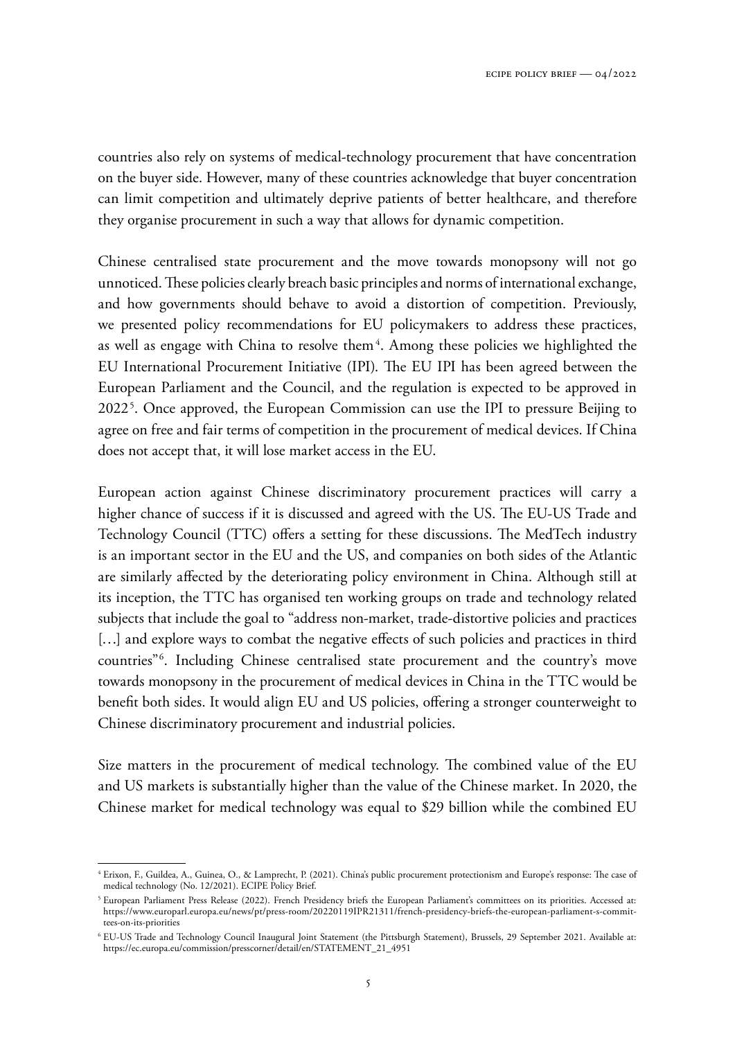countries also rely on systems of medical-technology procurement that have concentration on the buyer side. However, many of these countries acknowledge that buyer concentration can limit competition and ultimately deprive patients of better healthcare, and therefore they organise procurement in such a way that allows for dynamic competition.

Chinese centralised state procurement and the move towards monopsony will not go unnoticed. These policies clearly breach basic principles and norms of international exchange, and how governments should behave to avoid a distortion of competition. Previously, we presented policy recommendations for EU policymakers to address these practices, as well as engage with China to resolve them[4]. Among these policies we highlighted the EU International Procurement Initiative (IPI). The EU IPI has been agreed between the European Parliament and the Council, and the regulation is expected to be approved in 2022[5]. Once approved, the European Commission can use the IPI to pressure Beijing to agree on free and fair terms of competition in the procurement of medical devices. If China does not accept that, it will lose market access in the EU.

European action against Chinese discriminatory procurement practices will carry a higher chance of success if it is discussed and agreed with the US. The EU-US Trade and Technology Council (TTC) offers a setting for these discussions. The MedTech industry is an important sector in the EU and the US, and companies on both sides of the Atlantic are similarly affected by the deteriorating policy environment in China. Although still at its inception, the TTC has organised ten working groups on trade and technology related subjects that include the goal to "address non-market, trade-distortive policies and practices […] and explore ways to combat the negative effects of such policies and practices in third countries"[6]. Including Chinese centralised state procurement and the country's move towards monopsony in the procurement of medical devices in China in the TTC would be benefit both sides. It would align EU and US policies, offering a stronger counterweight to Chinese discriminatory procurement and industrial policies.

Size matters in the procurement of medical technology. The combined value of the EU and US markets is substantially higher than the value of the Chinese market. In 2020, the Chinese market for medical technology was equal to $29 billion while the combined EU

---

[4] Erixon, F., Guildea, A., Guinea, O., & Lamprecht, P. (2021). China's public procurement protectionism and Europe's response: The case of medical technology (No. 12/2021). ECIPE Policy Brief.

[5] European Parliament Press Release (2022). French Presidency briefs the European Parliament's committees on its priorities. Accessed at: https://www.europarl.europa.eu/news/pt/press-room/20220119IPR21311/french-presidency-briefs-the-european-parliament-s-committees-on-its-priorities

[6] EU-US Trade and Technology Council Inaugural Joint Statement (the Pittsburgh Statement), Brussels, 29 September 2021. Available at: https://ec.europa.eu/commission/presscorner/detail/en/STATEMENT_21_4951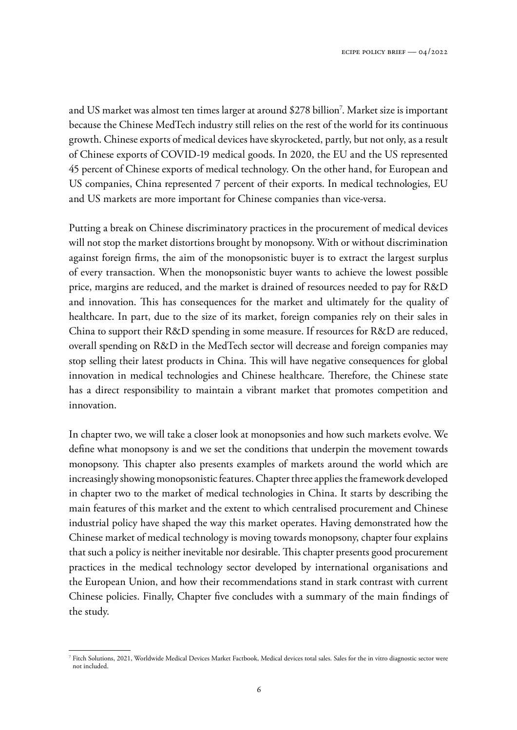and US market was almost ten times larger at around $278 billion[7]. Market size is important because the Chinese MedTech industry still relies on the rest of the world for its continuous growth. Chinese exports of medical devices have skyrocketed, partly, but not only, as a result of Chinese exports of COVID-19 medical goods. In 2020, the EU and the US represented 45 percent of Chinese exports of medical technology. On the other hand, for European and US companies, China represented 7 percent of their exports. In medical technologies, EU and US markets are more important for Chinese companies than vice-versa.

Putting a break on Chinese discriminatory practices in the procurement of medical devices will not stop the market distortions brought by monopsony. With or without discrimination against foreign firms, the aim of the monopsonistic buyer is to extract the largest surplus of every transaction. When the monopsonistic buyer wants to achieve the lowest possible price, margins are reduced, and the market is drained of resources needed to pay for R&D and innovation. This has consequences for the market and ultimately for the quality of healthcare. In part, due to the size of its market, foreign companies rely on their sales in China to support their R&D spending in some measure. If resources for R&D are reduced, overall spending on R&D in the MedTech sector will decrease and foreign companies may stop selling their latest products in China. This will have negative consequences for global innovation in medical technologies and Chinese healthcare. Therefore, the Chinese state has a direct responsibility to maintain a vibrant market that promotes competition and innovation.

In chapter two, we will take a closer look at monopsonies and how such markets evolve. We define what monopsony is and we set the conditions that underpin the movement towards monopsony. This chapter also presents examples of markets around the world which are increasingly showing monopsonistic features. Chapter three applies the framework developed in chapter two to the market of medical technologies in China. It starts by describing the main features of this market and the extent to which centralised procurement and Chinese industrial policy have shaped the way this market operates. Having demonstrated how the Chinese market of medical technology is moving towards monopsony, chapter four explains that such a policy is neither inevitable nor desirable. This chapter presents good procurement practices in the medical technology sector developed by international organisations and the European Union, and how their recommendations stand in stark contrast with current Chinese policies. Finally, Chapter five concludes with a summary of the main findings of the study.

---

[7] Fitch Solutions, 2021, Worldwide Medical Devices Market Factbook, Medical devices total sales. Sales for the in vitro diagnostic sector were not included.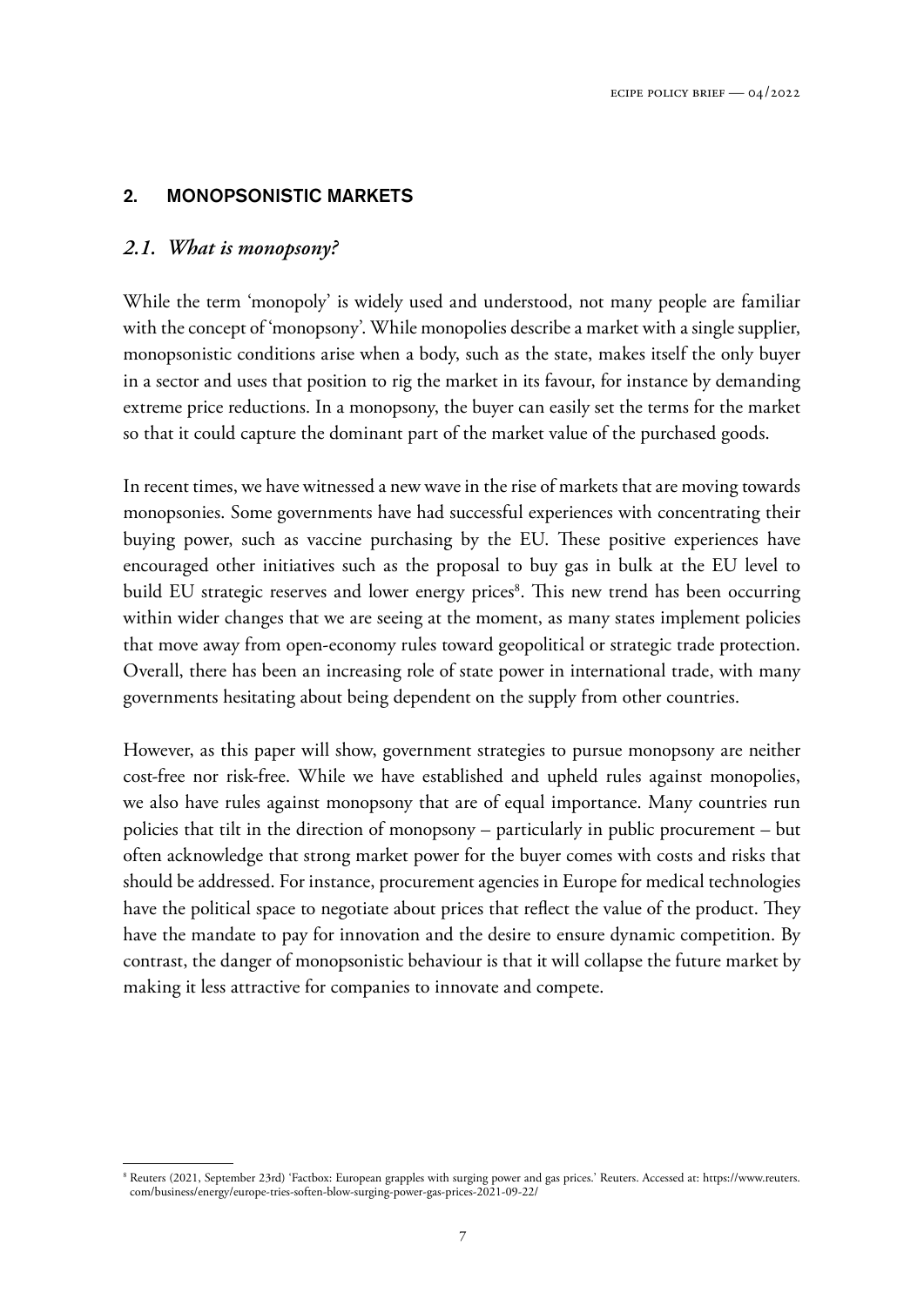## 2. MONOPSONISTIC MARKETS

### *2.1. What is monopsony?*

While the term 'monopoly' is widely used and understood, not many people are familiar with the concept of 'monopsony'. While monopolies describe a market with a single supplier, monopsonistic conditions arise when a body, such as the state, makes itself the only buyer in a sector and uses that position to rig the market in its favour, for instance by demanding extreme price reductions. In a monopsony, the buyer can easily set the terms for the market so that it could capture the dominant part of the market value of the purchased goods.

In recent times, we have witnessed a new wave in the rise of markets that are moving towards monopsonies. Some governments have had successful experiences with concentrating their buying power, such as vaccine purchasing by the EU. These positive experiences have encouraged other initiatives such as the proposal to buy gas in bulk at the EU level to build EU strategic reserves and lower energy prices[8]. This new trend has been occurring within wider changes that we are seeing at the moment, as many states implement policies that move away from open-economy rules toward geopolitical or strategic trade protection. Overall, there has been an increasing role of state power in international trade, with many governments hesitating about being dependent on the supply from other countries.

However, as this paper will show, government strategies to pursue monopsony are neither cost-free nor risk-free. While we have established and upheld rules against monopolies, we also have rules against monopsony that are of equal importance. Many countries run policies that tilt in the direction of monopsony – particularly in public procurement – but often acknowledge that strong market power for the buyer comes with costs and risks that should be addressed. For instance, procurement agencies in Europe for medical technologies have the political space to negotiate about prices that reflect the value of the product. They have the mandate to pay for innovation and the desire to ensure dynamic competition. By contrast, the danger of monopsonistic behaviour is that it will collapse the future market by making it less attractive for companies to innovate and compete.

---

[8] Reuters (2021, September 23rd) 'Factbox: European grapples with surging power and gas prices.' Reuters. Accessed at: https://www.reuters.com/business/energy/europe-tries-soften-blow-surging-power-gas-prices-2021-09-22/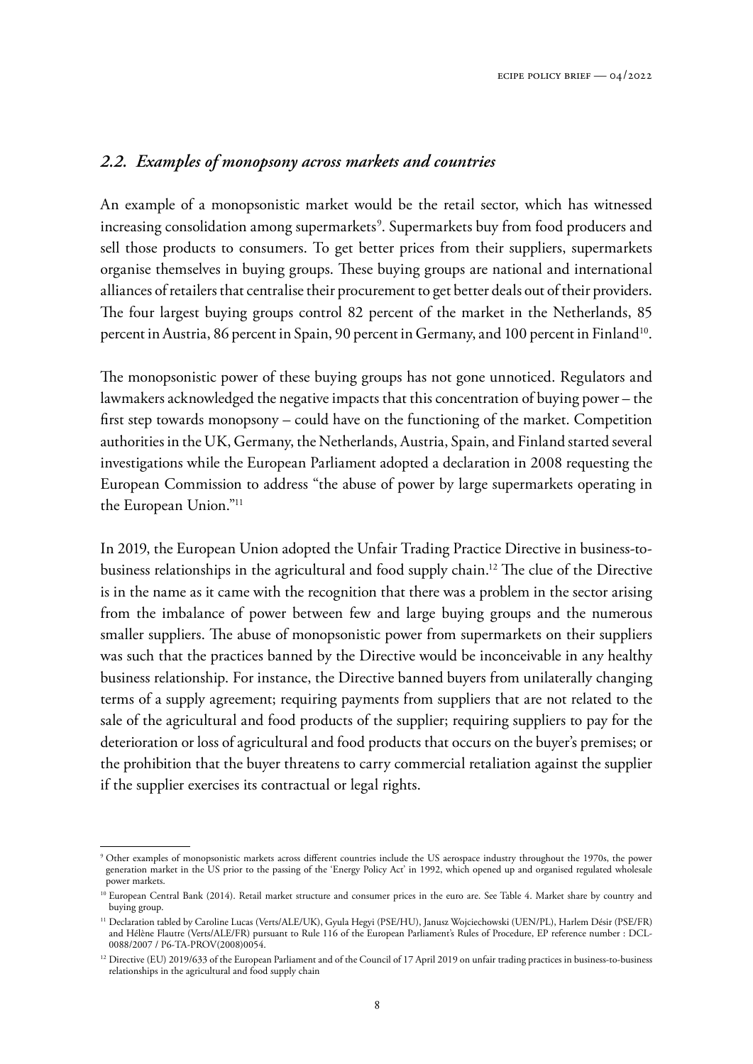## *2.2. Examples of monopsony across markets and countries*

An example of a monopsonistic market would be the retail sector, which has witnessed increasing consolidation among supermarkets[9]. Supermarkets buy from food producers and sell those products to consumers. To get better prices from their suppliers, supermarkets organise themselves in buying groups. These buying groups are national and international alliances of retailers that centralise their procurement to get better deals out of their providers. The four largest buying groups control 82 percent of the market in the Netherlands, 85 percent in Austria, 86 percent in Spain, 90 percent in Germany, and 100 percent in Finland[10].

The monopsonistic power of these buying groups has not gone unnoticed. Regulators and lawmakers acknowledged the negative impacts that this concentration of buying power – the first step towards monopsony – could have on the functioning of the market. Competition authorities in the UK, Germany, the Netherlands, Austria, Spain, and Finland started several investigations while the European Parliament adopted a declaration in 2008 requesting the European Commission to address "the abuse of power by large supermarkets operating in the European Union."[11]

In 2019, the European Union adopted the Unfair Trading Practice Directive in business-to-business relationships in the agricultural and food supply chain.[12] The clue of the Directive is in the name as it came with the recognition that there was a problem in the sector arising from the imbalance of power between few and large buying groups and the numerous smaller suppliers. The abuse of monopsonistic power from supermarkets on their suppliers was such that the practices banned by the Directive would be inconceivable in any healthy business relationship. For instance, the Directive banned buyers from unilaterally changing terms of a supply agreement; requiring payments from suppliers that are not related to the sale of the agricultural and food products of the supplier; requiring suppliers to pay for the deterioration or loss of agricultural and food products that occurs on the buyer's premises; or the prohibition that the buyer threatens to carry commercial retaliation against the supplier if the supplier exercises its contractual or legal rights.

---

[9] Other examples of monopsonistic markets across different countries include the US aerospace industry throughout the 1970s, the power generation market in the US prior to the passing of the 'Energy Policy Act' in 1992, which opened up and organised regulated wholesale power markets.

[10] European Central Bank (2014). Retail market structure and consumer prices in the euro are. See Table 4. Market share by country and buying group.

[11] Declaration tabled by Caroline Lucas (Verts/ALE/UK), Gyula Hegyi (PSE/HU), Janusz Wojciechowski (UEN/PL), Harlem Désir (PSE/FR) and Hélène Flautre (Verts/ALE/FR) pursuant to Rule 116 of the European Parliament's Rules of Procedure, EP reference number : DCL-0088/2007 / P6-TA-PROV(2008)0054.

[12] Directive (EU) 2019/633 of the European Parliament and of the Council of 17 April 2019 on unfair trading practices in business-to-business relationships in the agricultural and food supply chain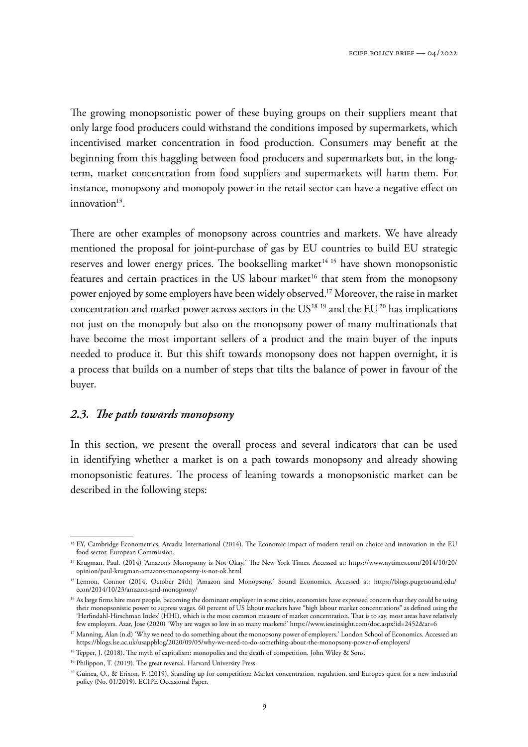The growing monopsonistic power of these buying groups on their suppliers meant that only large food producers could withstand the conditions imposed by supermarkets, which incentivised market concentration in food production. Consumers may benefit at the beginning from this haggling between food producers and supermarkets but, in the long-term, market concentration from food suppliers and supermarkets will harm them. For instance, monopsony and monopoly power in the retail sector can have a negative effect on innovation[13].

There are other examples of monopsony across countries and markets. We have already mentioned the proposal for joint-purchase of gas by EU countries to build EU strategic reserves and lower energy prices. The bookselling market[14] [15] have shown monopsonistic features and certain practices in the US labour market[16] that stem from the monopsony power enjoyed by some employers have been widely observed.[17] Moreover, the raise in market concentration and market power across sectors in the US[18] [19] and the EU[20] has implications not just on the monopoly but also on the monopsony power of many multinationals that have become the most important sellers of a product and the main buyer of the inputs needed to produce it. But this shift towards monopsony does not happen overnight, it is a process that builds on a number of steps that tilts the balance of power in favour of the buyer.

### *2.3. The path towards monopsony*

In this section, we present the overall process and several indicators that can be used in identifying whether a market is on a path towards monopsony and already showing monopsonistic features. The process of leaning towards a monopsonistic market can be described in the following steps:

---

[13] EY, Cambridge Econometrics, Arcadia International (2014). The Economic impact of modern retail on choice and innovation in the EU food sector. European Commission.

[14] Krugman, Paul. (2014) 'Amazon's Monopsony is Not Okay.' The New York Times. Accessed at: https://www.nytimes.com/2014/10/20/opinion/paul-krugman-amazons-monopsony-is-not-ok.html

[15] Lennon, Connor (2014, October 24th) 'Amazon and Monopsony.' Sound Economics. Accessed at: https://blogs.pugetsound.edu/econ/2014/10/23/amazon-and-monopsony/

[16] As large firms hire more people, becoming the dominant employer in some cities, economists have expressed concern that they could be using their monopsonistic power to supress wages. 60 percent of US labour markets have "high labour market concentrations" as defined using the 'Herfindahl-Hirschman Index' (HHI), which is the most common measure of market concentration. That is to say, most areas have relatively few employers. Azar, Jose (2020) 'Why are wages so low in so many markets?' https://www.ieseinsight.com/doc.aspx?id=2452&ar=6

[17] Manning, Alan (n.d) 'Why we need to do something about the monopsony power of employers.' London School of Economics. Accessed at: https://blogs.lse.ac.uk/usappblog/2020/09/05/why-we-need-to-do-something-about-the-monopsony-power-of-employers/

[18] Tepper, J. (2018). The myth of capitalism: monopolies and the death of competition. John Wiley & Sons.

[19] Philippon, T. (2019). The great reversal. Harvard University Press.

[20] Guinea, O., & Erixon, F. (2019). Standing up for competition: Market concentration, regulation, and Europe's quest for a new industrial policy (No. 01/2019). ECIPE Occasional Paper.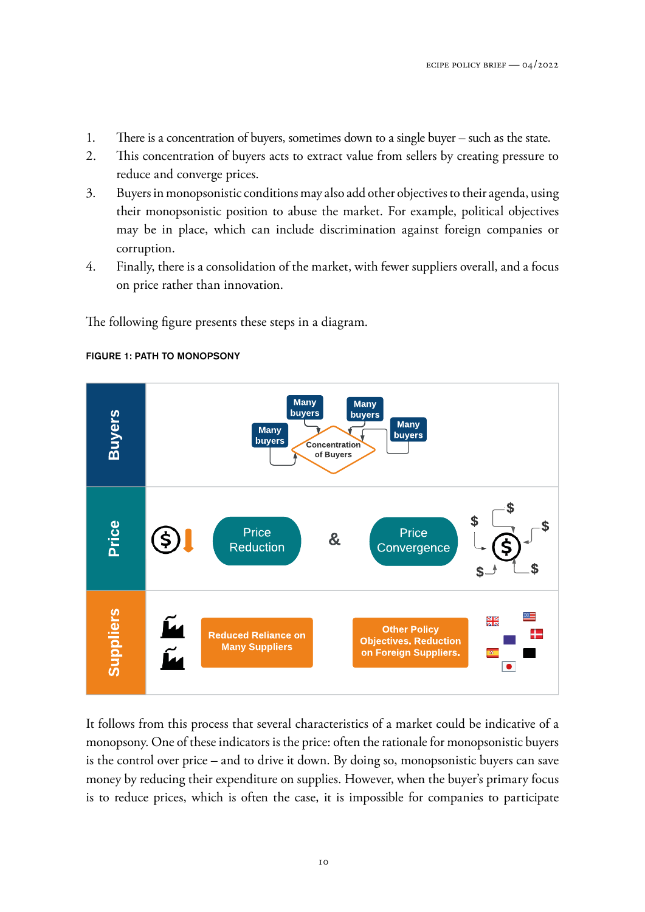1. There is a concentration of buyers, sometimes down to a single buyer – such as the state.
2. This concentration of buyers acts to extract value from sellers by creating pressure to reduce and converge prices.
3. Buyers in monopsonistic conditions may also add other objectives to their agenda, using their monopsonistic position to abuse the market. For example, political objectives may be in place, which can include discrimination against foreign companies or corruption.
4. Finally, there is a consolidation of the market, with fewer suppliers overall, and a focus on price rather than innovation.

The following figure presents these steps in a diagram.

**FIGURE 1: PATH TO MONOPSONY**

Buyers: Many buyers → Concentration of Buyers

Price: Price Reduction & Price Convergence

Suppliers: Reduced Reliance on Many Suppliers; Other Policy Objectives. Reduction on Foreign Suppliers.

It follows from this process that several characteristics of a market could be indicative of a monopsony. One of these indicators is the price: often the rationale for monopsonistic buyers is the control over price – and to drive it down. By doing so, monopsonistic buyers can save money by reducing their expenditure on supplies. However, when the buyer's primary focus is to reduce prices, which is often the case, it is impossible for companies to participate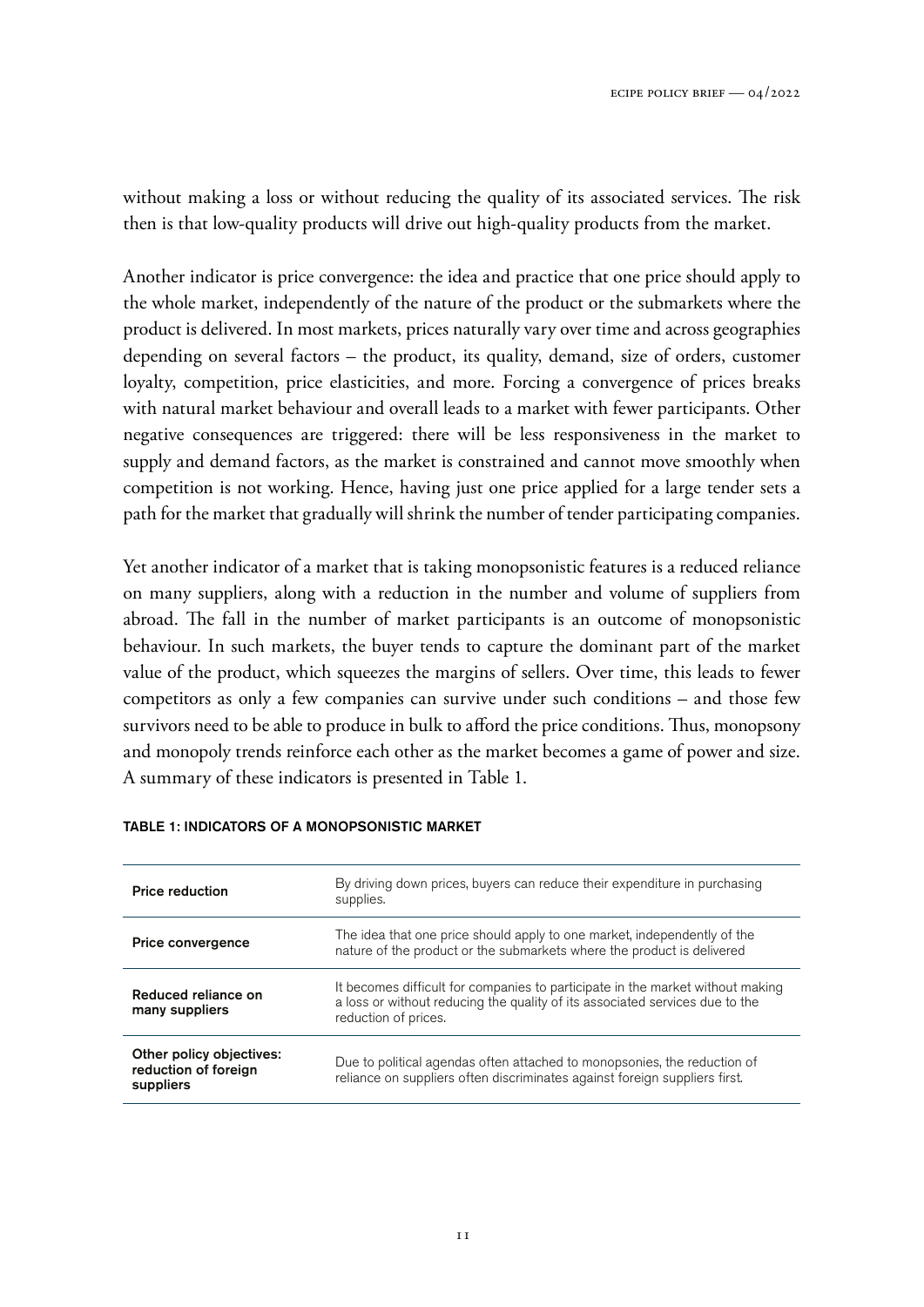without making a loss or without reducing the quality of its associated services. The risk then is that low-quality products will drive out high-quality products from the market.

Another indicator is price convergence: the idea and practice that one price should apply to the whole market, independently of the nature of the product or the submarkets where the product is delivered. In most markets, prices naturally vary over time and across geographies depending on several factors – the product, its quality, demand, size of orders, customer loyalty, competition, price elasticities, and more. Forcing a convergence of prices breaks with natural market behaviour and overall leads to a market with fewer participants. Other negative consequences are triggered: there will be less responsiveness in the market to supply and demand factors, as the market is constrained and cannot move smoothly when competition is not working. Hence, having just one price applied for a large tender sets a path for the market that gradually will shrink the number of tender participating companies.

Yet another indicator of a market that is taking monopsonistic features is a reduced reliance on many suppliers, along with a reduction in the number and volume of suppliers from abroad. The fall in the number of market participants is an outcome of monopsonistic behaviour. In such markets, the buyer tends to capture the dominant part of the market value of the product, which squeezes the margins of sellers. Over time, this leads to fewer competitors as only a few companies can survive under such conditions – and those few survivors need to be able to produce in bulk to afford the price conditions. Thus, monopsony and monopoly trends reinforce each other as the market becomes a game of power and size. A summary of these indicators is presented in Table 1.

**TABLE 1: INDICATORS OF A MONOPSONISTIC MARKET**

| | |
|---|---|
| **Price reduction** | By driving down prices, buyers can reduce their expenditure in purchasing supplies. |
| **Price convergence** | The idea that one price should apply to one market, independently of the nature of the product or the submarkets where the product is delivered |
| **Reduced reliance on many suppliers** | It becomes difficult for companies to participate in the market without making a loss or without reducing the quality of its associated services due to the reduction of prices. |
| **Other policy objectives: reduction of foreign suppliers** | Due to political agendas often attached to monopsonies, the reduction of reliance on suppliers often discriminates against foreign suppliers first. |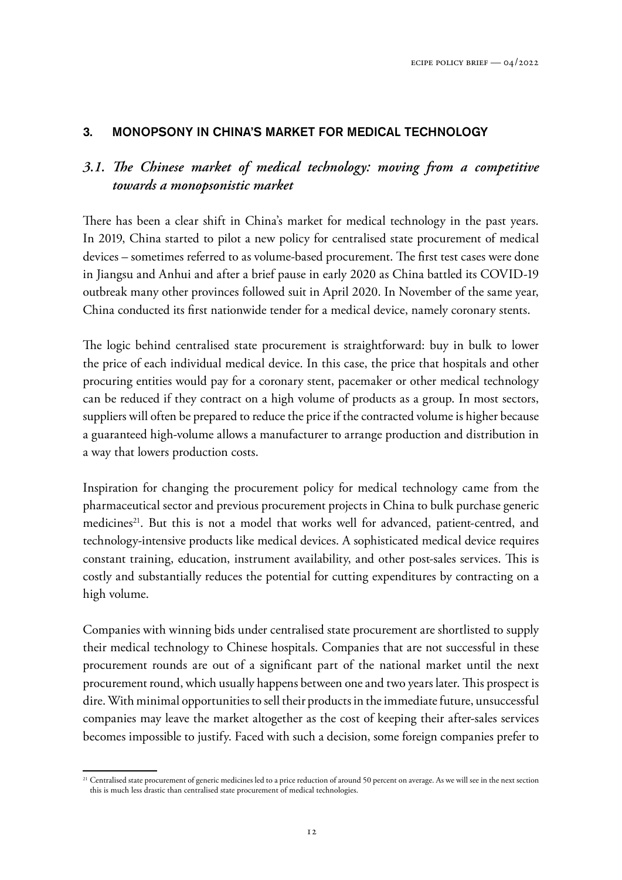## 3. MONOPSONY IN CHINA'S MARKET FOR MEDICAL TECHNOLOGY

### *3.1. The Chinese market of medical technology: moving from a competitive towards a monopsonistic market*

There has been a clear shift in China's market for medical technology in the past years. In 2019, China started to pilot a new policy for centralised state procurement of medical devices – sometimes referred to as volume-based procurement. The first test cases were done in Jiangsu and Anhui and after a brief pause in early 2020 as China battled its COVID-19 outbreak many other provinces followed suit in April 2020. In November of the same year, China conducted its first nationwide tender for a medical device, namely coronary stents.

The logic behind centralised state procurement is straightforward: buy in bulk to lower the price of each individual medical device. In this case, the price that hospitals and other procuring entities would pay for a coronary stent, pacemaker or other medical technology can be reduced if they contract on a high volume of products as a group. In most sectors, suppliers will often be prepared to reduce the price if the contracted volume is higher because a guaranteed high-volume allows a manufacturer to arrange production and distribution in a way that lowers production costs.

Inspiration for changing the procurement policy for medical technology came from the pharmaceutical sector and previous procurement projects in China to bulk purchase generic medicines[21]. But this is not a model that works well for advanced, patient-centred, and technology-intensive products like medical devices. A sophisticated medical device requires constant training, education, instrument availability, and other post-sales services. This is costly and substantially reduces the potential for cutting expenditures by contracting on a high volume.

Companies with winning bids under centralised state procurement are shortlisted to supply their medical technology to Chinese hospitals. Companies that are not successful in these procurement rounds are out of a significant part of the national market until the next procurement round, which usually happens between one and two years later. This prospect is dire. With minimal opportunities to sell their products in the immediate future, unsuccessful companies may leave the market altogether as the cost of keeping their after-sales services becomes impossible to justify. Faced with such a decision, some foreign companies prefer to

---

[21] Centralised state procurement of generic medicines led to a price reduction of around 50 percent on average. As we will see in the next section this is much less drastic than centralised state procurement of medical technologies.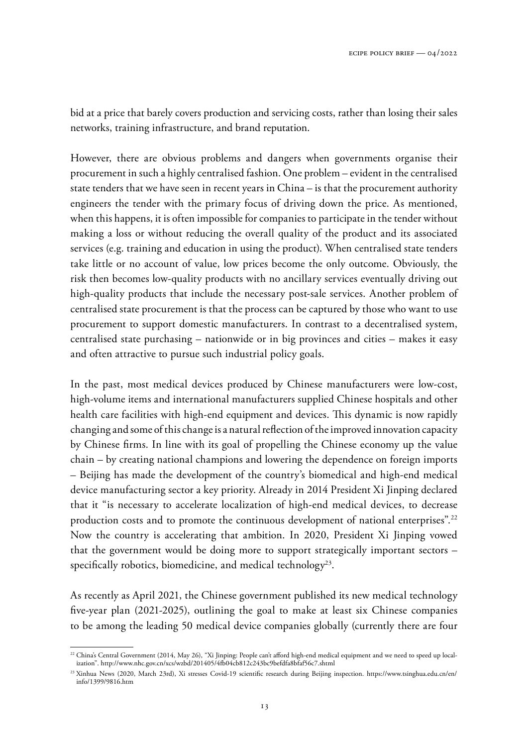bid at a price that barely covers production and servicing costs, rather than losing their sales networks, training infrastructure, and brand reputation.

However, there are obvious problems and dangers when governments organise their procurement in such a highly centralised fashion. One problem – evident in the centralised state tenders that we have seen in recent years in China – is that the procurement authority engineers the tender with the primary focus of driving down the price. As mentioned, when this happens, it is often impossible for companies to participate in the tender without making a loss or without reducing the overall quality of the product and its associated services (e.g. training and education in using the product). When centralised state tenders take little or no account of value, low prices become the only outcome. Obviously, the risk then becomes low-quality products with no ancillary services eventually driving out high-quality products that include the necessary post-sale services. Another problem of centralised state procurement is that the process can be captured by those who want to use procurement to support domestic manufacturers. In contrast to a decentralised system, centralised state purchasing – nationwide or in big provinces and cities – makes it easy and often attractive to pursue such industrial policy goals.

In the past, most medical devices produced by Chinese manufacturers were low-cost, high-volume items and international manufacturers supplied Chinese hospitals and other health care facilities with high-end equipment and devices. This dynamic is now rapidly changing and some of this change is a natural reflection of the improved innovation capacity by Chinese firms. In line with its goal of propelling the Chinese economy up the value chain – by creating national champions and lowering the dependence on foreign imports – Beijing has made the development of the country's biomedical and high-end medical device manufacturing sector a key priority. Already in 2014 President Xi Jinping declared that it "is necessary to accelerate localization of high-end medical devices, to decrease production costs and to promote the continuous development of national enterprises".[22] Now the country is accelerating that ambition. In 2020, President Xi Jinping vowed that the government would be doing more to support strategically important sectors – specifically robotics, biomedicine, and medical technology[23].

As recently as April 2021, the Chinese government published its new medical technology five-year plan (2021-2025), outlining the goal to make at least six Chinese companies to be among the leading 50 medical device companies globally (currently there are four

---

[22] China's Central Government (2014, May 26), "Xi Jinping: People can't afford high-end medical equipment and we need to speed up localization". http://www.nhc.gov.cn/xcs/wzbd/201405/4fb04cb812c243bc9befdfa8bfaf56c7.shtml

[23] Xinhua News (2020, March 23rd), Xi stresses Covid-19 scientific research during Beijing inspection. https://www.tsinghua.edu.cn/en/info/1399/9816.htm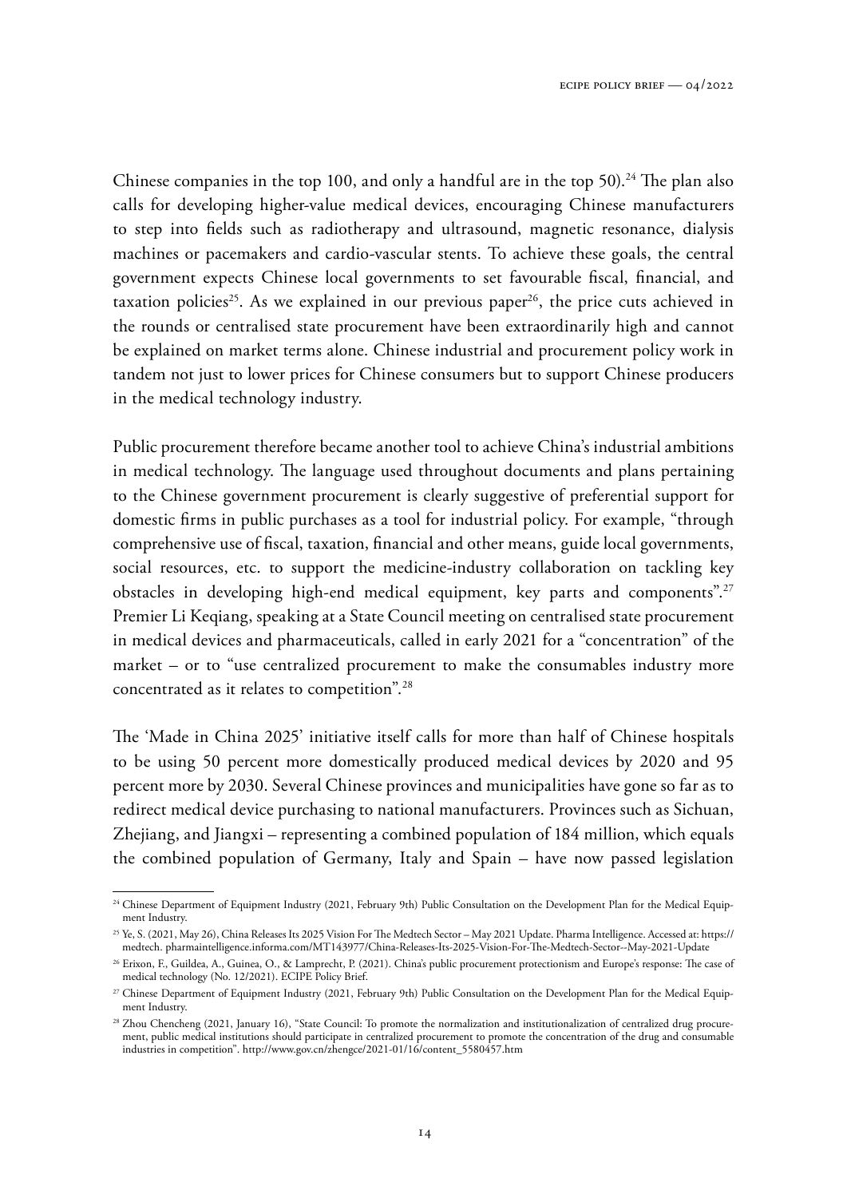Chinese companies in the top 100, and only a handful are in the top 50).[24] The plan also calls for developing higher-value medical devices, encouraging Chinese manufacturers to step into fields such as radiotherapy and ultrasound, magnetic resonance, dialysis machines or pacemakers and cardio-vascular stents. To achieve these goals, the central government expects Chinese local governments to set favourable fiscal, financial, and taxation policies[25]. As we explained in our previous paper[26], the price cuts achieved in the rounds or centralised state procurement have been extraordinarily high and cannot be explained on market terms alone. Chinese industrial and procurement policy work in tandem not just to lower prices for Chinese consumers but to support Chinese producers in the medical technology industry.

Public procurement therefore became another tool to achieve China's industrial ambitions in medical technology. The language used throughout documents and plans pertaining to the Chinese government procurement is clearly suggestive of preferential support for domestic firms in public purchases as a tool for industrial policy. For example, "through comprehensive use of fiscal, taxation, financial and other means, guide local governments, social resources, etc. to support the medicine-industry collaboration on tackling key obstacles in developing high-end medical equipment, key parts and components".[27] Premier Li Keqiang, speaking at a State Council meeting on centralised state procurement in medical devices and pharmaceuticals, called in early 2021 for a "concentration" of the market – or to "use centralized procurement to make the consumables industry more concentrated as it relates to competition".[28]

The 'Made in China 2025' initiative itself calls for more than half of Chinese hospitals to be using 50 percent more domestically produced medical devices by 2020 and 95 percent more by 2030. Several Chinese provinces and municipalities have gone so far as to redirect medical device purchasing to national manufacturers. Provinces such as Sichuan, Zhejiang, and Jiangxi – representing a combined population of 184 million, which equals the combined population of Germany, Italy and Spain – have now passed legislation

---

[24] Chinese Department of Equipment Industry (2021, February 9th) Public Consultation on the Development Plan for the Medical Equipment Industry.

[25] Ye, S. (2021, May 26), China Releases Its 2025 Vision For The Medtech Sector – May 2021 Update. Pharma Intelligence. Accessed at: https://medtech. pharmaintelligence.informa.com/MT143977/China-Releases-Its-2025-Vision-For-The-Medtech-Sector--May-2021-Update

[26] Erixon, F., Guildea, A., Guinea, O., & Lamprecht, P. (2021). China's public procurement protectionism and Europe's response: The case of medical technology (No. 12/2021). ECIPE Policy Brief.

[27] Chinese Department of Equipment Industry (2021, February 9th) Public Consultation on the Development Plan for the Medical Equipment Industry.

[28] Zhou Chencheng (2021, January 16), "State Council: To promote the normalization and institutionalization of centralized drug procurement, public medical institutions should participate in centralized procurement to promote the concentration of the drug and consumable industries in competition". http://www.gov.cn/zhengce/2021-01/16/content_5580457.htm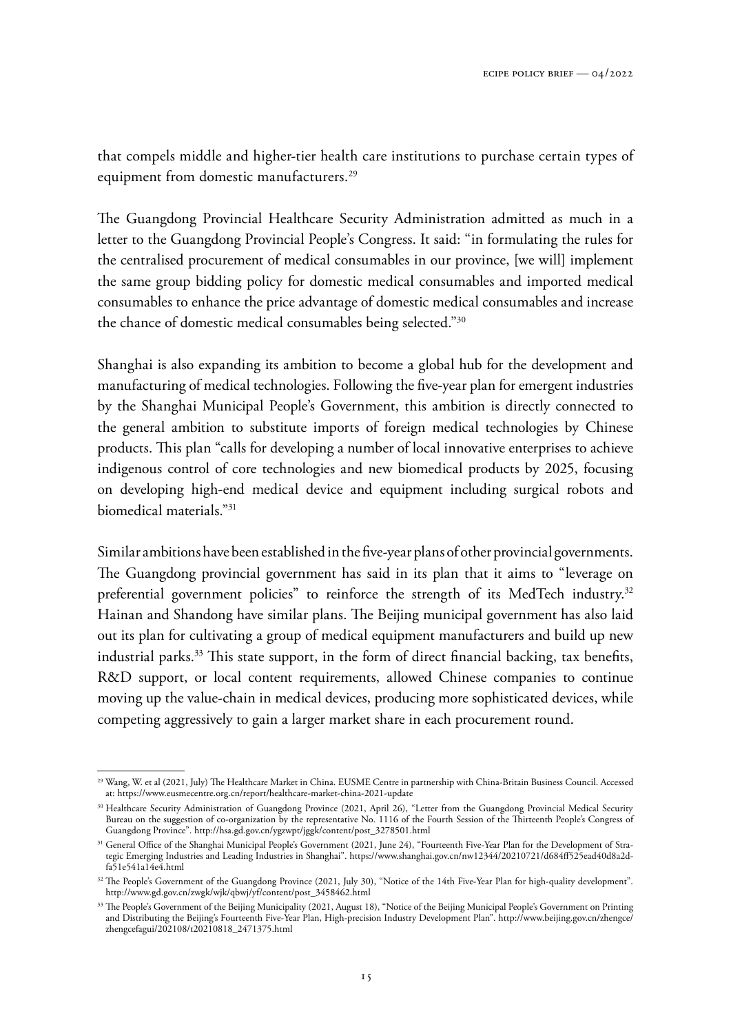that compels middle and higher-tier health care institutions to purchase certain types of equipment from domestic manufacturers.[29]

The Guangdong Provincial Healthcare Security Administration admitted as much in a letter to the Guangdong Provincial People's Congress. It said: "in formulating the rules for the centralised procurement of medical consumables in our province, [we will] implement the same group bidding policy for domestic medical consumables and imported medical consumables to enhance the price advantage of domestic medical consumables and increase the chance of domestic medical consumables being selected."[30]

Shanghai is also expanding its ambition to become a global hub for the development and manufacturing of medical technologies. Following the five-year plan for emergent industries by the Shanghai Municipal People's Government, this ambition is directly connected to the general ambition to substitute imports of foreign medical technologies by Chinese products. This plan "calls for developing a number of local innovative enterprises to achieve indigenous control of core technologies and new biomedical products by 2025, focusing on developing high-end medical device and equipment including surgical robots and biomedical materials."[31]

Similar ambitions have been established in the five-year plans of other provincial governments. The Guangdong provincial government has said in its plan that it aims to "leverage on preferential government policies" to reinforce the strength of its MedTech industry.[32] Hainan and Shandong have similar plans. The Beijing municipal government has also laid out its plan for cultivating a group of medical equipment manufacturers and build up new industrial parks.[33] This state support, in the form of direct financial backing, tax benefits, R&D support, or local content requirements, allowed Chinese companies to continue moving up the value-chain in medical devices, producing more sophisticated devices, while competing aggressively to gain a larger market share in each procurement round.

---

[29] Wang, W. et al (2021, July) The Healthcare Market in China. EUSME Centre in partnership with China-Britain Business Council. Accessed at: https://www.eusmecentre.org.cn/report/healthcare-market-china-2021-update

[30] Healthcare Security Administration of Guangdong Province (2021, April 26), "Letter from the Guangdong Provincial Medical Security Bureau on the suggestion of co-organization by the representative No. 1116 of the Fourth Session of the Thirteenth People's Congress of Guangdong Province". http://hsa.gd.gov.cn/ygzwpt/jggk/content/post_3278501.html

[31] General Office of the Shanghai Municipal People's Government (2021, June 24), "Fourteenth Five-Year Plan for the Development of Strategic Emerging Industries and Leading Industries in Shanghai". https://www.shanghai.gov.cn/nw12344/20210721/d684ff525ead40d8a2dfa51e541a14e4.html

[32] The People's Government of the Guangdong Province (2021, July 30), "Notice of the 14th Five-Year Plan for high-quality development". http://www.gd.gov.cn/zwgk/wjk/qbwj/yf/content/post_3458462.html

[33] The People's Government of the Beijing Municipality (2021, August 18), "Notice of the Beijing Municipal People's Government on Printing and Distributing the Beijing's Fourteenth Five-Year Plan, High-precision Industry Development Plan". http://www.beijing.gov.cn/zhengce/zhengcefagui/202108/t20210818_2471375.html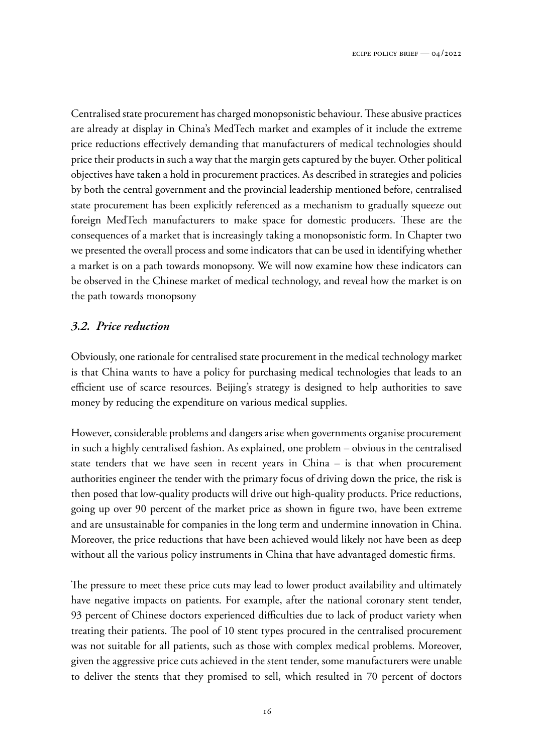Centralised state procurement has charged monopsonistic behaviour. These abusive practices are already at display in China's MedTech market and examples of it include the extreme price reductions effectively demanding that manufacturers of medical technologies should price their products in such a way that the margin gets captured by the buyer. Other political objectives have taken a hold in procurement practices. As described in strategies and policies by both the central government and the provincial leadership mentioned before, centralised state procurement has been explicitly referenced as a mechanism to gradually squeeze out foreign MedTech manufacturers to make space for domestic producers. These are the consequences of a market that is increasingly taking a monopsonistic form. In Chapter two we presented the overall process and some indicators that can be used in identifying whether a market is on a path towards monopsony. We will now examine how these indicators can be observed in the Chinese market of medical technology, and reveal how the market is on the path towards monopsony

### *3.2. Price reduction*

Obviously, one rationale for centralised state procurement in the medical technology market is that China wants to have a policy for purchasing medical technologies that leads to an efficient use of scarce resources. Beijing's strategy is designed to help authorities to save money by reducing the expenditure on various medical supplies.

However, considerable problems and dangers arise when governments organise procurement in such a highly centralised fashion. As explained, one problem – obvious in the centralised state tenders that we have seen in recent years in China – is that when procurement authorities engineer the tender with the primary focus of driving down the price, the risk is then posed that low-quality products will drive out high-quality products. Price reductions, going up over 90 percent of the market price as shown in figure two, have been extreme and are unsustainable for companies in the long term and undermine innovation in China. Moreover, the price reductions that have been achieved would likely not have been as deep without all the various policy instruments in China that have advantaged domestic firms.

The pressure to meet these price cuts may lead to lower product availability and ultimately have negative impacts on patients. For example, after the national coronary stent tender, 93 percent of Chinese doctors experienced difficulties due to lack of product variety when treating their patients. The pool of 10 stent types procured in the centralised procurement was not suitable for all patients, such as those with complex medical problems. Moreover, given the aggressive price cuts achieved in the stent tender, some manufacturers were unable to deliver the stents that they promised to sell, which resulted in 70 percent of doctors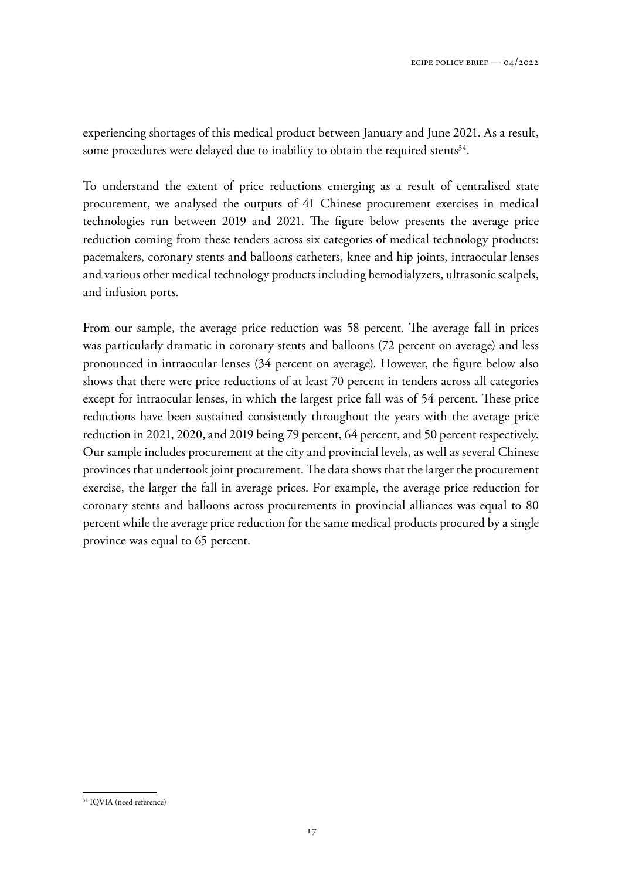experiencing shortages of this medical product between January and June 2021. As a result, some procedures were delayed due to inability to obtain the required stents[34].

To understand the extent of price reductions emerging as a result of centralised state procurement, we analysed the outputs of 41 Chinese procurement exercises in medical technologies run between 2019 and 2021. The figure below presents the average price reduction coming from these tenders across six categories of medical technology products: pacemakers, coronary stents and balloons catheters, knee and hip joints, intraocular lenses and various other medical technology products including hemodialyzers, ultrasonic scalpels, and infusion ports.

From our sample, the average price reduction was 58 percent. The average fall in prices was particularly dramatic in coronary stents and balloons (72 percent on average) and less pronounced in intraocular lenses (34 percent on average). However, the figure below also shows that there were price reductions of at least 70 percent in tenders across all categories except for intraocular lenses, in which the largest price fall was of 54 percent. These price reductions have been sustained consistently throughout the years with the average price reduction in 2021, 2020, and 2019 being 79 percent, 64 percent, and 50 percent respectively. Our sample includes procurement at the city and provincial levels, as well as several Chinese provinces that undertook joint procurement. The data shows that the larger the procurement exercise, the larger the fall in average prices. For example, the average price reduction for coronary stents and balloons across procurements in provincial alliances was equal to 80 percent while the average price reduction for the same medical products procured by a single province was equal to 65 percent.

[34] IQVIA (need reference)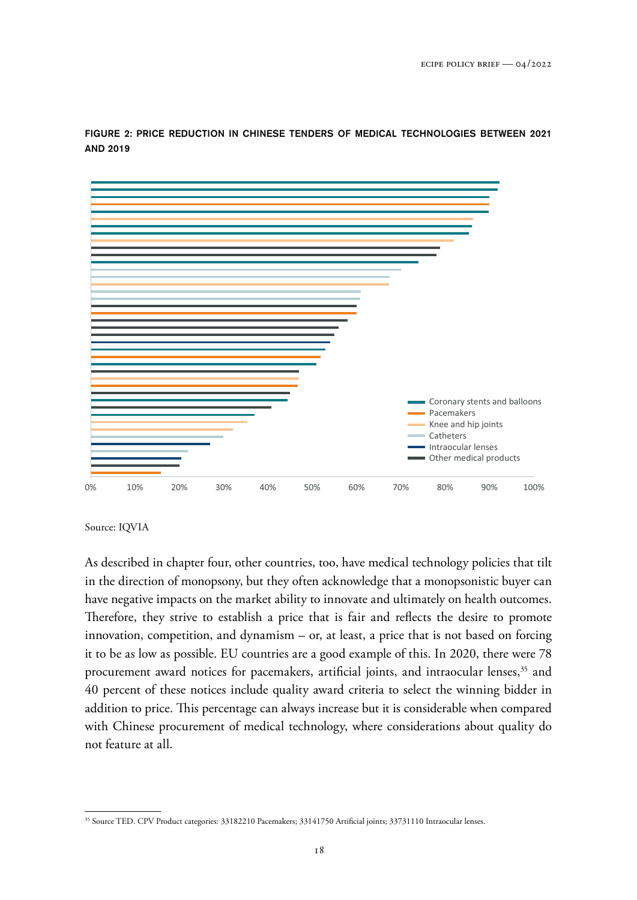**FIGURE 2: PRICE REDUCTION IN CHINESE TENDERS OF MEDICAL TECHNOLOGIES BETWEEN 2021 AND 2019**

Source: IQVIA

As described in chapter four, other countries, too, have medical technology policies that tilt in the direction of monopsony, but they often acknowledge that a monopsonistic buyer can have negative impacts on the market ability to innovate and ultimately on health outcomes. Therefore, they strive to establish a price that is fair and reflects the desire to promote innovation, competition, and dynamism – or, at least, a price that is not based on forcing it to be as low as possible. EU countries are a good example of this. In 2020, there were 78 procurement award notices for pacemakers, artificial joints, and intraocular lenses,[35] and 40 percent of these notices include quality award criteria to select the winning bidder in addition to price. This percentage can always increase but it is considerable when compared with Chinese procurement of medical technology, where considerations about quality do not feature at all.

[35] Source TED. CPV Product categories: 33182210 Pacemakers; 33141750 Artificial joints; 33731110 Intraocular lenses.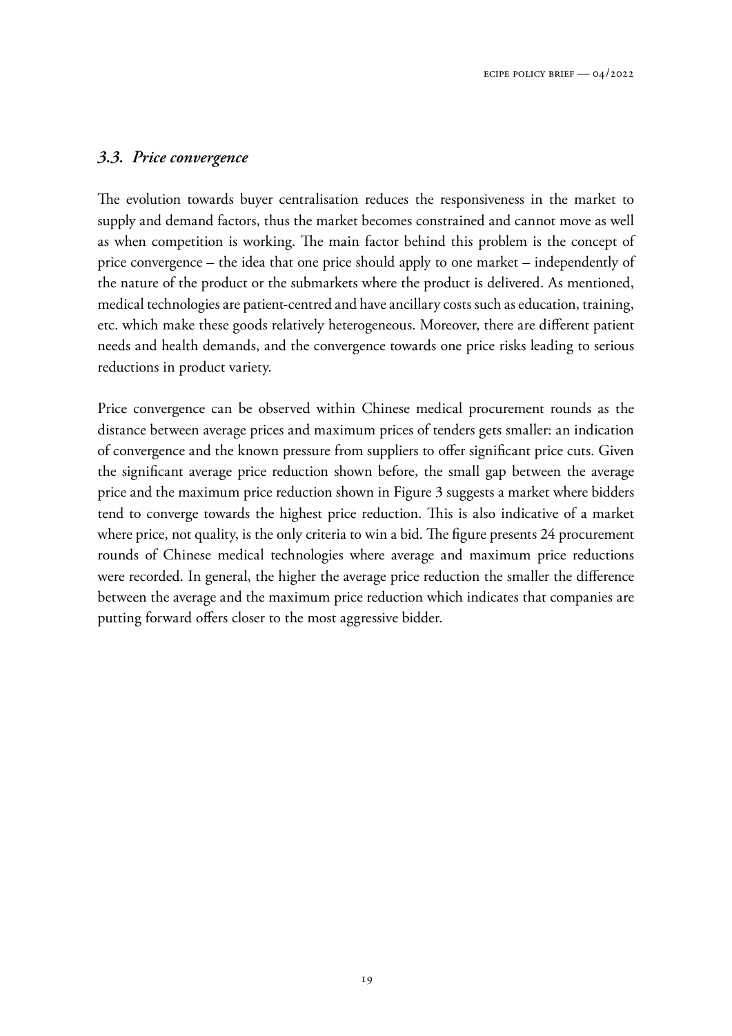### *3.3. Price convergence*

The evolution towards buyer centralisation reduces the responsiveness in the market to supply and demand factors, thus the market becomes constrained and cannot move as well as when competition is working. The main factor behind this problem is the concept of price convergence – the idea that one price should apply to one market – independently of the nature of the product or the submarkets where the product is delivered. As mentioned, medical technologies are patient-centred and have ancillary costs such as education, training, etc. which make these goods relatively heterogeneous. Moreover, there are different patient needs and health demands, and the convergence towards one price risks leading to serious reductions in product variety.

Price convergence can be observed within Chinese medical procurement rounds as the distance between average prices and maximum prices of tenders gets smaller: an indication of convergence and the known pressure from suppliers to offer significant price cuts. Given the significant average price reduction shown before, the small gap between the average price and the maximum price reduction shown in Figure 3 suggests a market where bidders tend to converge towards the highest price reduction. This is also indicative of a market where price, not quality, is the only criteria to win a bid. The figure presents 24 procurement rounds of Chinese medical technologies where average and maximum price reductions were recorded. In general, the higher the average price reduction the smaller the difference between the average and the maximum price reduction which indicates that companies are putting forward offers closer to the most aggressive bidder.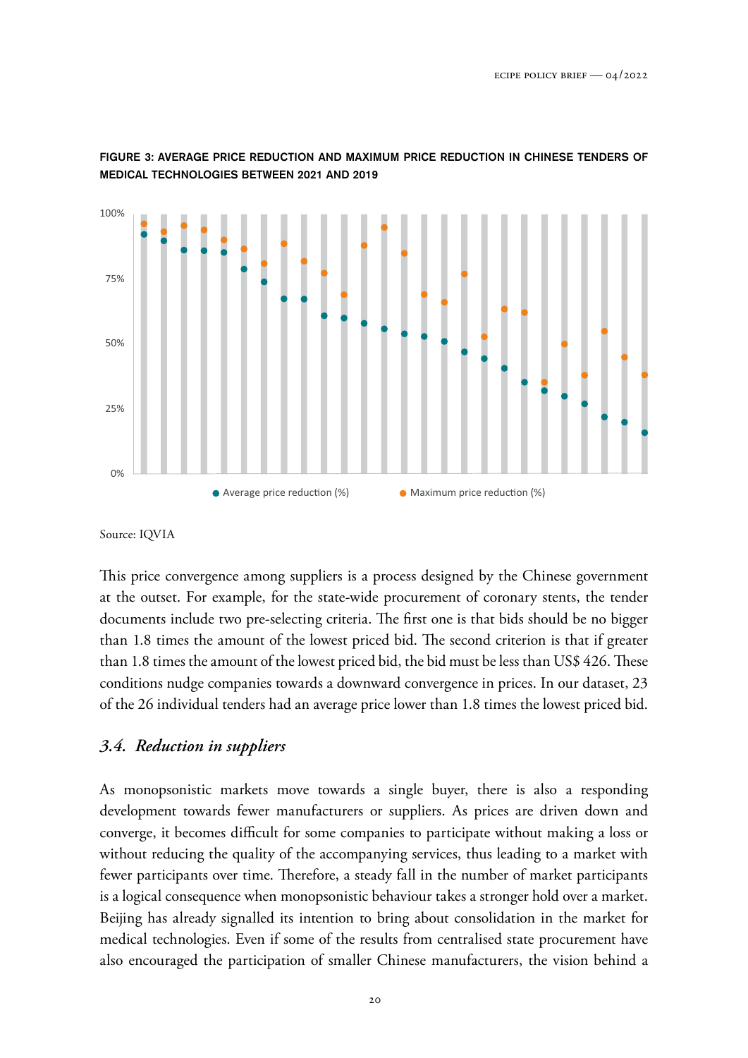**FIGURE 3: AVERAGE PRICE REDUCTION AND MAXIMUM PRICE REDUCTION IN CHINESE TENDERS OF MEDICAL TECHNOLOGIES BETWEEN 2021 AND 2019**

Source: IQVIA

This price convergence among suppliers is a process designed by the Chinese government at the outset. For example, for the state-wide procurement of coronary stents, the tender documents include two pre-selecting criteria. The first one is that bids should be no bigger than 1.8 times the amount of the lowest priced bid. The second criterion is that if greater than 1.8 times the amount of the lowest priced bid, the bid must be less than US$ 426. These conditions nudge companies towards a downward convergence in prices. In our dataset, 23 of the 26 individual tenders had an average price lower than 1.8 times the lowest priced bid.

### *3.4. Reduction in suppliers*

As monopsonistic markets move towards a single buyer, there is also a responding development towards fewer manufacturers or suppliers. As prices are driven down and converge, it becomes difficult for some companies to participate without making a loss or without reducing the quality of the accompanying services, thus leading to a market with fewer participants over time. Therefore, a steady fall in the number of market participants is a logical consequence when monopsonistic behaviour takes a stronger hold over a market. Beijing has already signalled its intention to bring about consolidation in the market for medical technologies. Even if some of the results from centralised state procurement have also encouraged the participation of smaller Chinese manufacturers, the vision behind a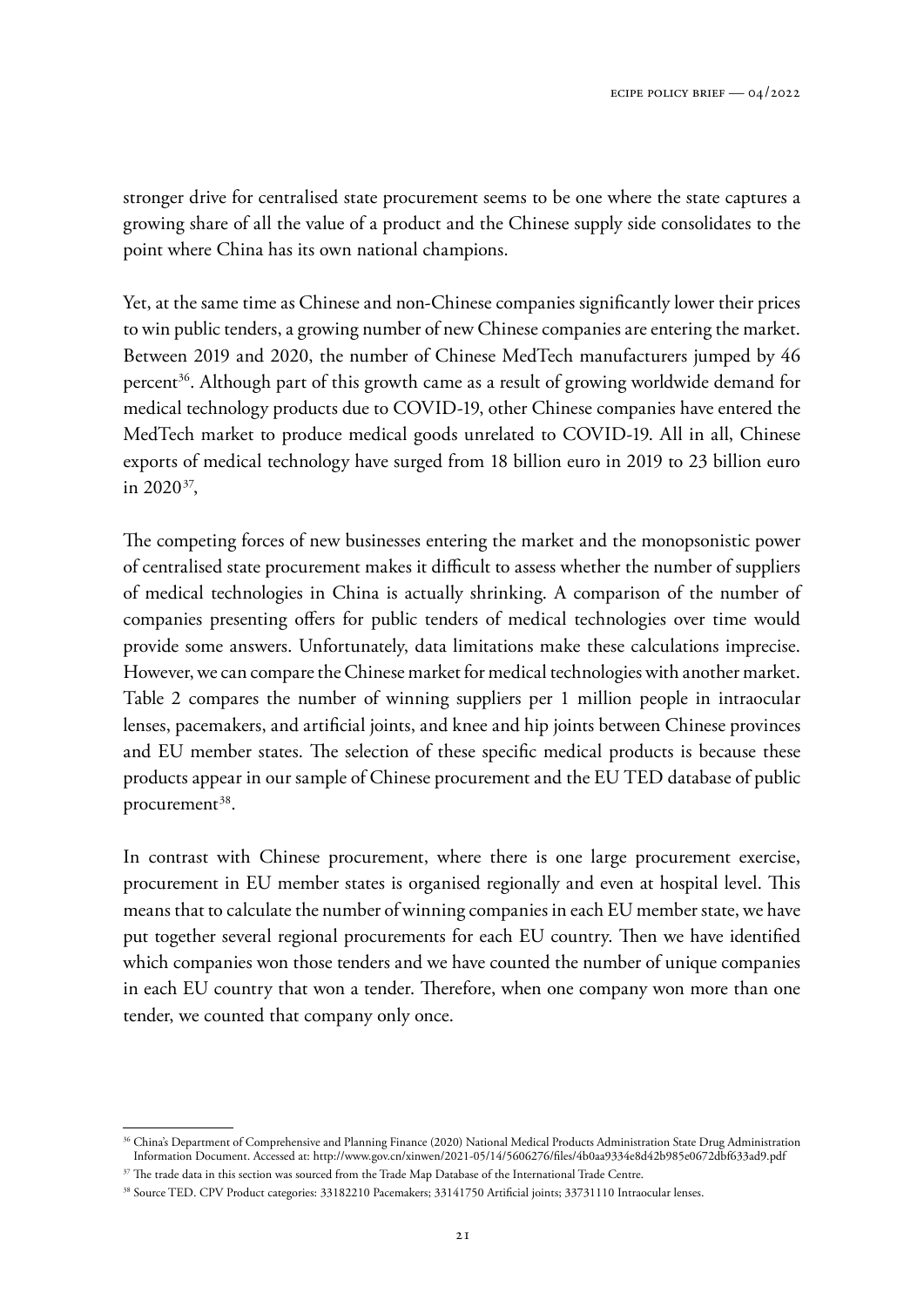stronger drive for centralised state procurement seems to be one where the state captures a growing share of all the value of a product and the Chinese supply side consolidates to the point where China has its own national champions.

Yet, at the same time as Chinese and non-Chinese companies significantly lower their prices to win public tenders, a growing number of new Chinese companies are entering the market. Between 2019 and 2020, the number of Chinese MedTech manufacturers jumped by 46 percent[36]. Although part of this growth came as a result of growing worldwide demand for medical technology products due to COVID-19, other Chinese companies have entered the MedTech market to produce medical goods unrelated to COVID-19. All in all, Chinese exports of medical technology have surged from 18 billion euro in 2019 to 23 billion euro in 2020[37],

The competing forces of new businesses entering the market and the monopsonistic power of centralised state procurement makes it difficult to assess whether the number of suppliers of medical technologies in China is actually shrinking. A comparison of the number of companies presenting offers for public tenders of medical technologies over time would provide some answers. Unfortunately, data limitations make these calculations imprecise. However, we can compare the Chinese market for medical technologies with another market. Table 2 compares the number of winning suppliers per 1 million people in intraocular lenses, pacemakers, and artificial joints, and knee and hip joints between Chinese provinces and EU member states. The selection of these specific medical products is because these products appear in our sample of Chinese procurement and the EU TED database of public procurement[38].

In contrast with Chinese procurement, where there is one large procurement exercise, procurement in EU member states is organised regionally and even at hospital level. This means that to calculate the number of winning companies in each EU member state, we have put together several regional procurements for each EU country. Then we have identified which companies won those tenders and we have counted the number of unique companies in each EU country that won a tender. Therefore, when one company won more than one tender, we counted that company only once.

---

[36] China's Department of Comprehensive and Planning Finance (2020) National Medical Products Administration State Drug Administration Information Document. Accessed at: http://www.gov.cn/xinwen/2021-05/14/5606276/files/4b0aa9334e8d42b985e0672dbf633ad9.pdf

[37] The trade data in this section was sourced from the Trade Map Database of the International Trade Centre.

[38] Source TED. CPV Product categories: 33182210 Pacemakers; 33141750 Artificial joints; 33731110 Intraocular lenses.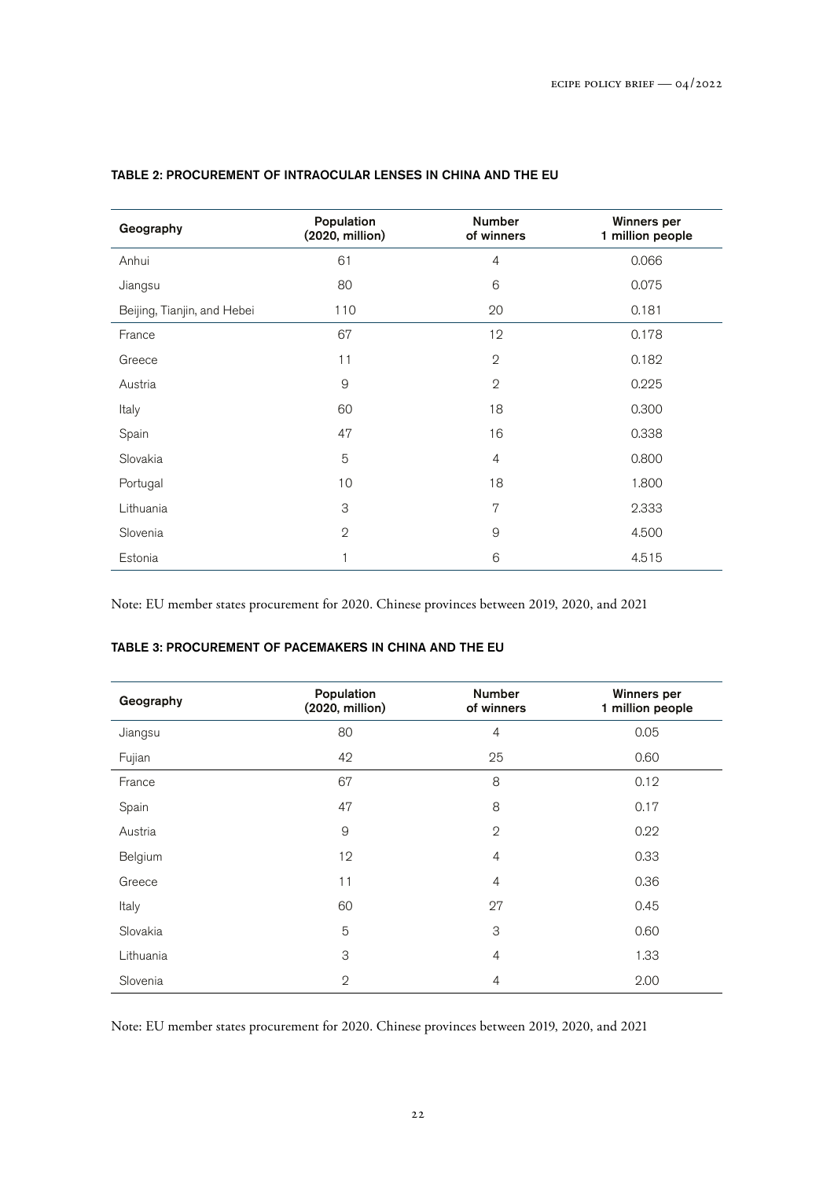### TABLE 2: PROCUREMENT OF INTRAOCULAR LENSES IN CHINA AND THE EU

| Geography | Population (2020, million) | Number of winners | Winners per 1 million people |
|---|---|---|---|
| Anhui | 61 | 4 | 0.066 |
| Jiangsu | 80 | 6 | 0.075 |
| Beijing, Tianjin, and Hebei | 110 | 20 | 0.181 |
| France | 67 | 12 | 0.178 |
| Greece | 11 | 2 | 0.182 |
| Austria | 9 | 2 | 0.225 |
| Italy | 60 | 18 | 0.300 |
| Spain | 47 | 16 | 0.338 |
| Slovakia | 5 | 4 | 0.800 |
| Portugal | 10 | 18 | 1.800 |
| Lithuania | 3 | 7 | 2.333 |
| Slovenia | 2 | 9 | 4.500 |
| Estonia | 1 | 6 | 4.515 |

Note: EU member states procurement for 2020. Chinese provinces between 2019, 2020, and 2021

### TABLE 3: PROCUREMENT OF PACEMAKERS IN CHINA AND THE EU

| Geography | Population (2020, million) | Number of winners | Winners per 1 million people |
|---|---|---|---|
| Jiangsu | 80 | 4 | 0.05 |
| Fujian | 42 | 25 | 0.60 |
| France | 67 | 8 | 0.12 |
| Spain | 47 | 8 | 0.17 |
| Austria | 9 | 2 | 0.22 |
| Belgium | 12 | 4 | 0.33 |
| Greece | 11 | 4 | 0.36 |
| Italy | 60 | 27 | 0.45 |
| Slovakia | 5 | 3 | 0.60 |
| Lithuania | 3 | 4 | 1.33 |
| Slovenia | 2 | 4 | 2.00 |

Note: EU member states procurement for 2020. Chinese provinces between 2019, 2020, and 2021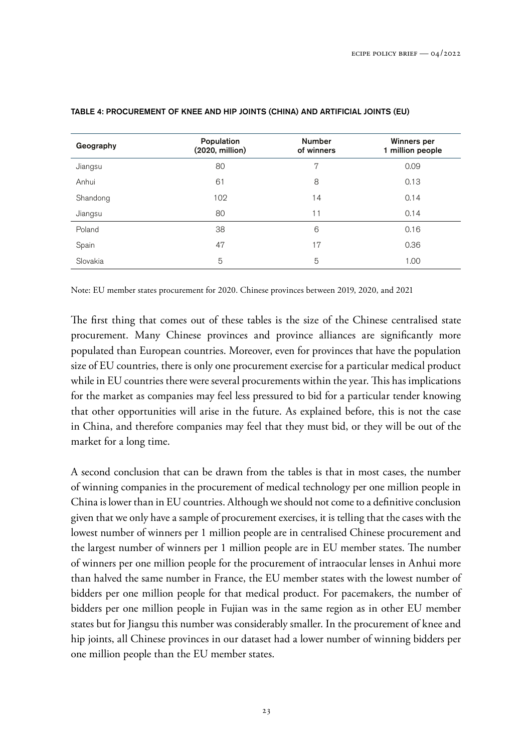TABLE 4: PROCUREMENT OF KNEE AND HIP JOINTS (CHINA) AND ARTIFICIAL JOINTS (EU)

| Geography | Population (2020, million) | Number of winners | Winners per 1 million people |
|---|---|---|---|
| Jiangsu | 80 | 7 | 0.09 |
| Anhui | 61 | 8 | 0.13 |
| Shandong | 102 | 14 | 0.14 |
| Jiangsu | 80 | 11 | 0.14 |
| Poland | 38 | 6 | 0.16 |
| Spain | 47 | 17 | 0.36 |
| Slovakia | 5 | 5 | 1.00 |

Note: EU member states procurement for 2020. Chinese provinces between 2019, 2020, and 2021

The first thing that comes out of these tables is the size of the Chinese centralised state procurement. Many Chinese provinces and province alliances are significantly more populated than European countries. Moreover, even for provinces that have the population size of EU countries, there is only one procurement exercise for a particular medical product while in EU countries there were several procurements within the year. This has implications for the market as companies may feel less pressured to bid for a particular tender knowing that other opportunities will arise in the future. As explained before, this is not the case in China, and therefore companies may feel that they must bid, or they will be out of the market for a long time.

A second conclusion that can be drawn from the tables is that in most cases, the number of winning companies in the procurement of medical technology per one million people in China is lower than in EU countries. Although we should not come to a definitive conclusion given that we only have a sample of procurement exercises, it is telling that the cases with the lowest number of winners per 1 million people are in centralised Chinese procurement and the largest number of winners per 1 million people are in EU member states. The number of winners per one million people for the procurement of intraocular lenses in Anhui more than halved the same number in France, the EU member states with the lowest number of bidders per one million people for that medical product. For pacemakers, the number of bidders per one million people in Fujian was in the same region as in other EU member states but for Jiangsu this number was considerably smaller. In the procurement of knee and hip joints, all Chinese provinces in our dataset had a lower number of winning bidders per one million people than the EU member states.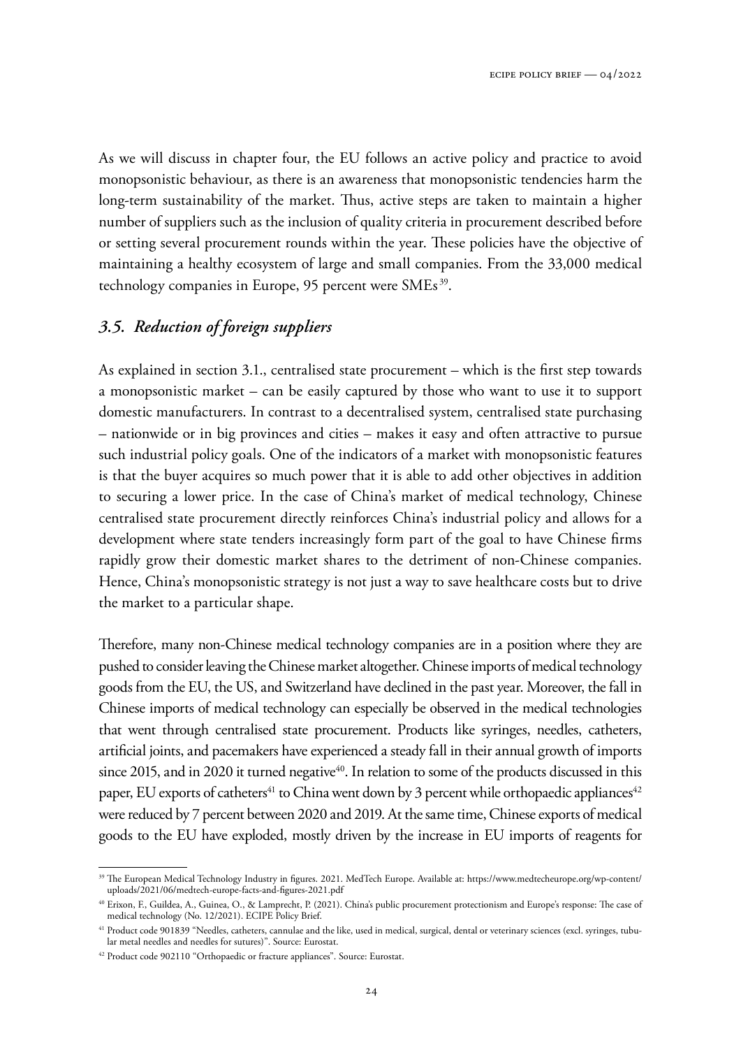As we will discuss in chapter four, the EU follows an active policy and practice to avoid monopsonistic behaviour, as there is an awareness that monopsonistic tendencies harm the long-term sustainability of the market. Thus, active steps are taken to maintain a higher number of suppliers such as the inclusion of quality criteria in procurement described before or setting several procurement rounds within the year. These policies have the objective of maintaining a healthy ecosystem of large and small companies. From the 33,000 medical technology companies in Europe, 95 percent were SMEs[39].

### *3.5. Reduction of foreign suppliers*

As explained in section 3.1., centralised state procurement – which is the first step towards a monopsonistic market – can be easily captured by those who want to use it to support domestic manufacturers. In contrast to a decentralised system, centralised state purchasing – nationwide or in big provinces and cities – makes it easy and often attractive to pursue such industrial policy goals. One of the indicators of a market with monopsonistic features is that the buyer acquires so much power that it is able to add other objectives in addition to securing a lower price. In the case of China's market of medical technology, Chinese centralised state procurement directly reinforces China's industrial policy and allows for a development where state tenders increasingly form part of the goal to have Chinese firms rapidly grow their domestic market shares to the detriment of non-Chinese companies. Hence, China's monopsonistic strategy is not just a way to save healthcare costs but to drive the market to a particular shape.

Therefore, many non-Chinese medical technology companies are in a position where they are pushed to consider leaving the Chinese market altogether. Chinese imports of medical technology goods from the EU, the US, and Switzerland have declined in the past year. Moreover, the fall in Chinese imports of medical technology can especially be observed in the medical technologies that went through centralised state procurement. Products like syringes, needles, catheters, artificial joints, and pacemakers have experienced a steady fall in their annual growth of imports since 2015, and in 2020 it turned negative[40]. In relation to some of the products discussed in this paper, EU exports of catheters[41] to China went down by 3 percent while orthopaedic appliances[42] were reduced by 7 percent between 2020 and 2019. At the same time, Chinese exports of medical goods to the EU have exploded, mostly driven by the increase in EU imports of reagents for

---

[39] The European Medical Technology Industry in figures. 2021. MedTech Europe. Available at: https://www.medtecheurope.org/wp-content/uploads/2021/06/medtech-europe-facts-and-figures-2021.pdf

[40] Erixon, F., Guildea, A., Guinea, O., & Lamprecht, P. (2021). China's public procurement protectionism and Europe's response: The case of medical technology (No. 12/2021). ECIPE Policy Brief.

[41] Product code 901839 "Needles, catheters, cannulae and the like, used in medical, surgical, dental or veterinary sciences (excl. syringes, tubular metal needles and needles for sutures)". Source: Eurostat.

[42] Product code 902110 "Orthopaedic or fracture appliances". Source: Eurostat.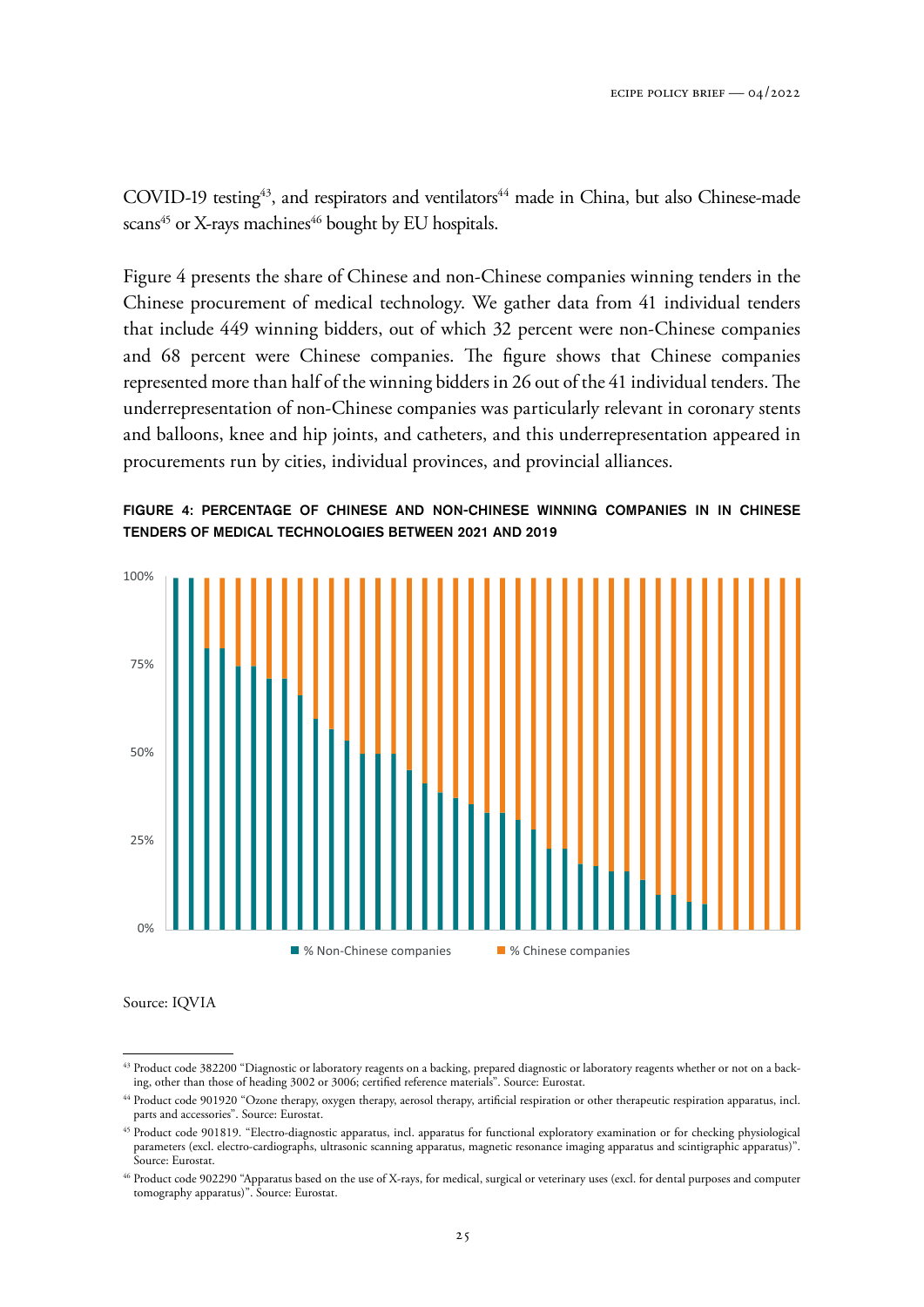COVID-19 testing[43], and respirators and ventilators[44] made in China, but also Chinese-made scans[45] or X-rays machines[46] bought by EU hospitals.

Figure 4 presents the share of Chinese and non-Chinese companies winning tenders in the Chinese procurement of medical technology. We gather data from 41 individual tenders that include 449 winning bidders, out of which 32 percent were non-Chinese companies and 68 percent were Chinese companies. The figure shows that Chinese companies represented more than half of the winning bidders in 26 out of the 41 individual tenders. The underrepresentation of non-Chinese companies was particularly relevant in coronary stents and balloons, knee and hip joints, and catheters, and this underrepresentation appeared in procurements run by cities, individual provinces, and provincial alliances.

**FIGURE 4: PERCENTAGE OF CHINESE AND NON-CHINESE WINNING COMPANIES IN IN CHINESE TENDERS OF MEDICAL TECHNOLOGIES BETWEEN 2021 AND 2019**

Source: IQVIA

---

[43] Product code 382200 "Diagnostic or laboratory reagents on a backing, prepared diagnostic or laboratory reagents whether or not on a backing, other than those of heading 3002 or 3006; certified reference materials". Source: Eurostat.

[44] Product code 901920 "Ozone therapy, oxygen therapy, aerosol therapy, artificial respiration or other therapeutic respiration apparatus, incl. parts and accessories". Source: Eurostat.

[45] Product code 901819. "Electro-diagnostic apparatus, incl. apparatus for functional exploratory examination or for checking physiological parameters (excl. electro-cardiographs, ultrasonic scanning apparatus, magnetic resonance imaging apparatus and scintigraphic apparatus)". Source: Eurostat.

[46] Product code 902290 "Apparatus based on the use of X-rays, for medical, surgical or veterinary uses (excl. for dental purposes and computer tomography apparatus)". Source: Eurostat.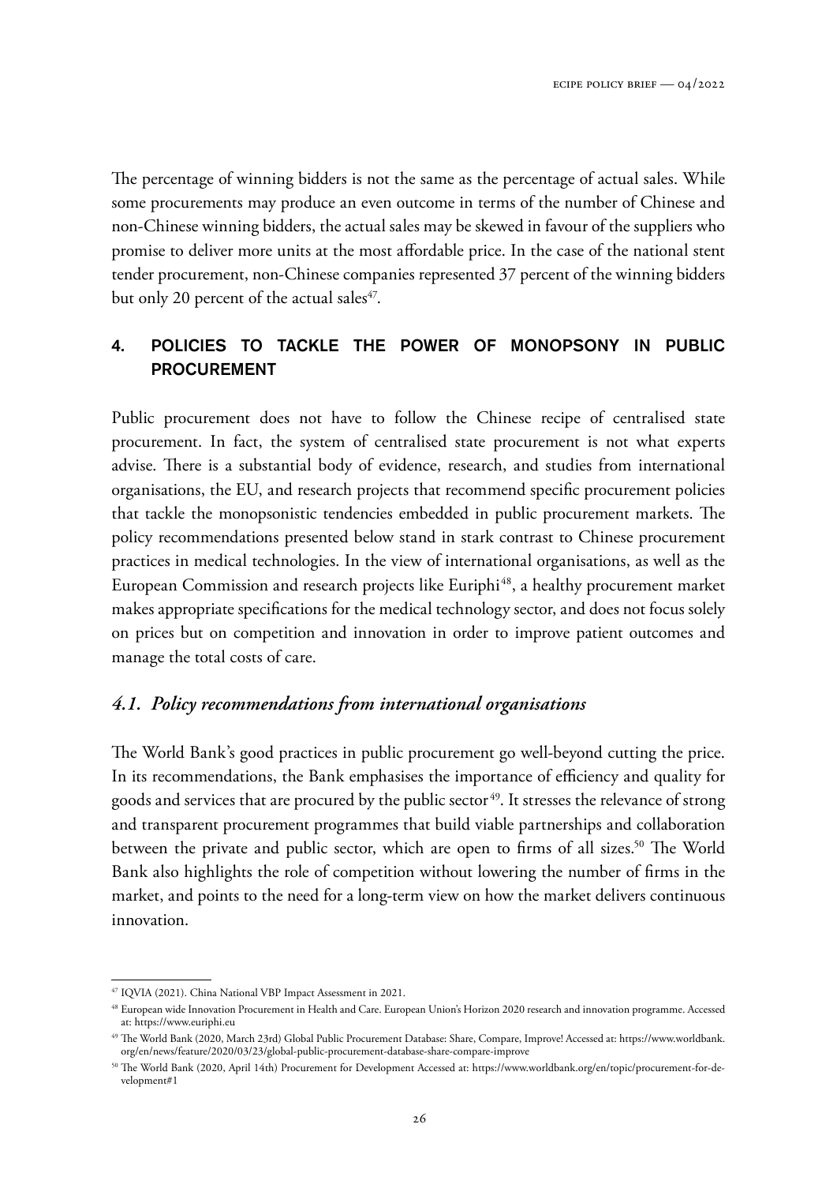The percentage of winning bidders is not the same as the percentage of actual sales. While some procurements may produce an even outcome in terms of the number of Chinese and non-Chinese winning bidders, the actual sales may be skewed in favour of the suppliers who promise to deliver more units at the most affordable price. In the case of the national stent tender procurement, non-Chinese companies represented 37 percent of the winning bidders but only 20 percent of the actual sales[47].

## 4. POLICIES TO TACKLE THE POWER OF MONOPSONY IN PUBLIC PROCUREMENT

Public procurement does not have to follow the Chinese recipe of centralised state procurement. In fact, the system of centralised state procurement is not what experts advise. There is a substantial body of evidence, research, and studies from international organisations, the EU, and research projects that recommend specific procurement policies that tackle the monopsonistic tendencies embedded in public procurement markets. The policy recommendations presented below stand in stark contrast to Chinese procurement practices in medical technologies. In the view of international organisations, as well as the European Commission and research projects like Euriphi[48], a healthy procurement market makes appropriate specifications for the medical technology sector, and does not focus solely on prices but on competition and innovation in order to improve patient outcomes and manage the total costs of care.

### *4.1. Policy recommendations from international organisations*

The World Bank's good practices in public procurement go well-beyond cutting the price. In its recommendations, the Bank emphasises the importance of efficiency and quality for goods and services that are procured by the public sector[49]. It stresses the relevance of strong and transparent procurement programmes that build viable partnerships and collaboration between the private and public sector, which are open to firms of all sizes.[50] The World Bank also highlights the role of competition without lowering the number of firms in the market, and points to the need for a long-term view on how the market delivers continuous innovation.

---

[47] IQVIA (2021). China National VBP Impact Assessment in 2021.

[48] European wide Innovation Procurement in Health and Care. European Union's Horizon 2020 research and innovation programme. Accessed at: https://www.euriphi.eu

[49] The World Bank (2020, March 23rd) Global Public Procurement Database: Share, Compare, Improve! Accessed at: https://www.worldbank.org/en/news/feature/2020/03/23/global-public-procurement-database-share-compare-improve

[50] The World Bank (2020, April 14th) Procurement for Development Accessed at: https://www.worldbank.org/en/topic/procurement-for-development#1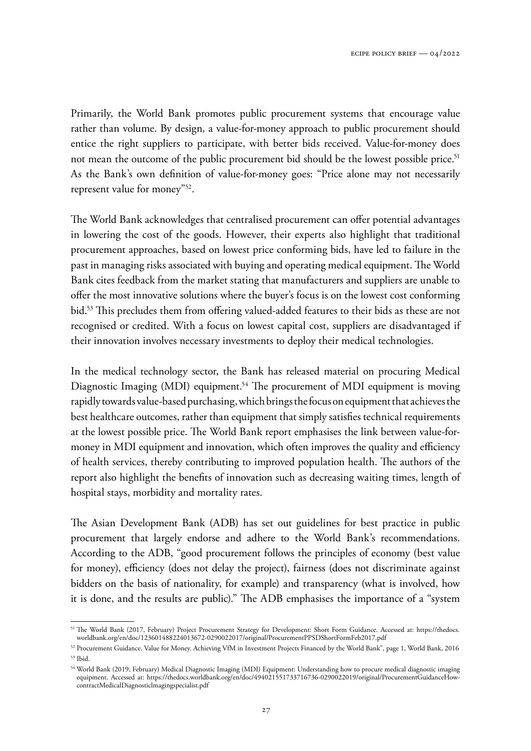Primarily, the World Bank promotes public procurement systems that encourage value rather than volume. By design, a value-for-money approach to public procurement should entice the right suppliers to participate, with better bids received. Value-for-money does not mean the outcome of the public procurement bid should be the lowest possible price.[51] As the Bank's own definition of value-for-money goes: "Price alone may not necessarily represent value for money"[52].

The World Bank acknowledges that centralised procurement can offer potential advantages in lowering the cost of the goods. However, their experts also highlight that traditional procurement approaches, based on lowest price conforming bids, have led to failure in the past in managing risks associated with buying and operating medical equipment. The World Bank cites feedback from the market stating that manufacturers and suppliers are unable to offer the most innovative solutions where the buyer's focus is on the lowest cost conforming bid.[53] This precludes them from offering valued-added features to their bids as these are not recognised or credited. With a focus on lowest capital cost, suppliers are disadvantaged if their innovation involves necessary investments to deploy their medical technologies.

In the medical technology sector, the Bank has released material on procuring Medical Diagnostic Imaging (MDI) equipment.[54] The procurement of MDI equipment is moving rapidly towards value-based purchasing, which brings the focus on equipment that achieves the best healthcare outcomes, rather than equipment that simply satisfies technical requirements at the lowest possible price. The World Bank report emphasises the link between value-for-money in MDI equipment and innovation, which often improves the quality and efficiency of health services, thereby contributing to improved population health. The authors of the report also highlight the benefits of innovation such as decreasing waiting times, length of hospital stays, morbidity and mortality rates.

The Asian Development Bank (ADB) has set out guidelines for best practice in public procurement that largely endorse and adhere to the World Bank's recommendations. According to the ADB, "good procurement follows the principles of economy (best value for money), efficiency (does not delay the project), fairness (does not discriminate against bidders on the basis of nationality, for example) and transparency (what is involved, how it is done, and the results are public)." The ADB emphasises the importance of a "system

---

[51] The World Bank (2017, February) Project Procurement Strategy for Development: Short Form Guidance. Accessed at: https://thedocs.worldbank.org/en/doc/123601488224013672-0290022017/original/ProcurementPPSDShortFormFeb2017.pdf

[52] Procurement Guidance. Value for Money. Achieving VfM in Investment Projects Financed by the World Bank", page 1, World Bank, 2016

[53] Ibid.

[54] World Bank (2019, February) Medical Diagnostic Imaging (MDI) Equipment: Understanding how to procure medical diagnostic imaging equipment. Accessed at: https://thedocs.worldbank.org/en/doc/494021551733716736-0290022019/original/ProcurementGuidanceHowcontractMedicalDiagnosticImagingspecialist.pdf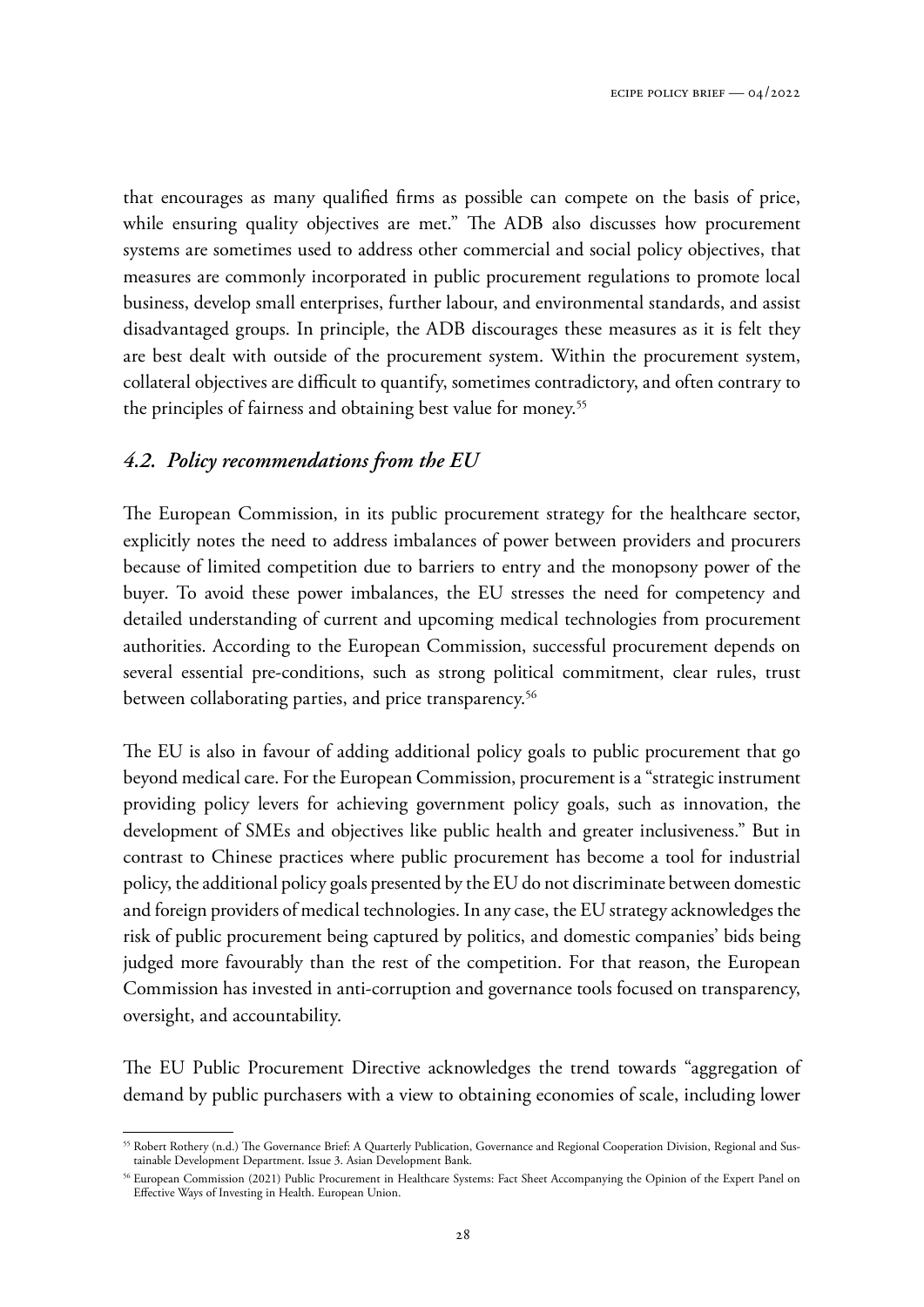that encourages as many qualified firms as possible can compete on the basis of price, while ensuring quality objectives are met." The ADB also discusses how procurement systems are sometimes used to address other commercial and social policy objectives, that measures are commonly incorporated in public procurement regulations to promote local business, develop small enterprises, further labour, and environmental standards, and assist disadvantaged groups. In principle, the ADB discourages these measures as it is felt they are best dealt with outside of the procurement system. Within the procurement system, collateral objectives are difficult to quantify, sometimes contradictory, and often contrary to the principles of fairness and obtaining best value for money.[55]

## *4.2. Policy recommendations from the EU*

The European Commission, in its public procurement strategy for the healthcare sector, explicitly notes the need to address imbalances of power between providers and procurers because of limited competition due to barriers to entry and the monopsony power of the buyer. To avoid these power imbalances, the EU stresses the need for competency and detailed understanding of current and upcoming medical technologies from procurement authorities. According to the European Commission, successful procurement depends on several essential pre-conditions, such as strong political commitment, clear rules, trust between collaborating parties, and price transparency.[56]

The EU is also in favour of adding additional policy goals to public procurement that go beyond medical care. For the European Commission, procurement is a "strategic instrument providing policy levers for achieving government policy goals, such as innovation, the development of SMEs and objectives like public health and greater inclusiveness." But in contrast to Chinese practices where public procurement has become a tool for industrial policy, the additional policy goals presented by the EU do not discriminate between domestic and foreign providers of medical technologies. In any case, the EU strategy acknowledges the risk of public procurement being captured by politics, and domestic companies' bids being judged more favourably than the rest of the competition. For that reason, the European Commission has invested in anti-corruption and governance tools focused on transparency, oversight, and accountability.

The EU Public Procurement Directive acknowledges the trend towards "aggregation of demand by public purchasers with a view to obtaining economies of scale, including lower

---

[55] Robert Rothery (n.d.) The Governance Brief: A Quarterly Publication, Governance and Regional Cooperation Division, Regional and Sustainable Development Department. Issue 3. Asian Development Bank.

[56] European Commission (2021) Public Procurement in Healthcare Systems: Fact Sheet Accompanying the Opinion of the Expert Panel on Effective Ways of Investing in Health. European Union.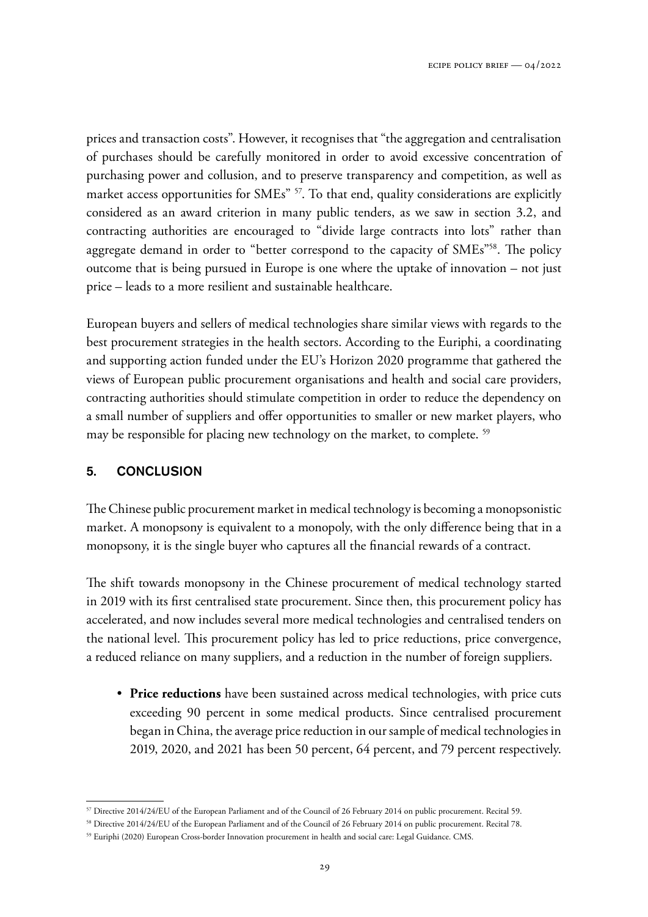prices and transaction costs". However, it recognises that "the aggregation and centralisation of purchases should be carefully monitored in order to avoid excessive concentration of purchasing power and collusion, and to preserve transparency and competition, as well as market access opportunities for SMEs" [57]. To that end, quality considerations are explicitly considered as an award criterion in many public tenders, as we saw in section 3.2, and contracting authorities are encouraged to "divide large contracts into lots" rather than aggregate demand in order to "better correspond to the capacity of SMEs"[58]. The policy outcome that is being pursued in Europe is one where the uptake of innovation – not just price – leads to a more resilient and sustainable healthcare.

European buyers and sellers of medical technologies share similar views with regards to the best procurement strategies in the health sectors. According to the Euriphi, a coordinating and supporting action funded under the EU's Horizon 2020 programme that gathered the views of European public procurement organisations and health and social care providers, contracting authorities should stimulate competition in order to reduce the dependency on a small number of suppliers and offer opportunities to smaller or new market players, who may be responsible for placing new technology on the market, to complete. [59]

## 5. CONCLUSION

The Chinese public procurement market in medical technology is becoming a monopsonistic market. A monopsony is equivalent to a monopoly, with the only difference being that in a monopsony, it is the single buyer who captures all the financial rewards of a contract.

The shift towards monopsony in the Chinese procurement of medical technology started in 2019 with its first centralised state procurement. Since then, this procurement policy has accelerated, and now includes several more medical technologies and centralised tenders on the national level. This procurement policy has led to price reductions, price convergence, a reduced reliance on many suppliers, and a reduction in the number of foreign suppliers.

- **Price reductions** have been sustained across medical technologies, with price cuts exceeding 90 percent in some medical products. Since centralised procurement began in China, the average price reduction in our sample of medical technologies in 2019, 2020, and 2021 has been 50 percent, 64 percent, and 79 percent respectively.

---

[57] Directive 2014/24/EU of the European Parliament and of the Council of 26 February 2014 on public procurement. Recital 59.

[58] Directive 2014/24/EU of the European Parliament and of the Council of 26 February 2014 on public procurement. Recital 78.

[59] Euriphi (2020) European Cross-border Innovation procurement in health and social care: Legal Guidance. CMS.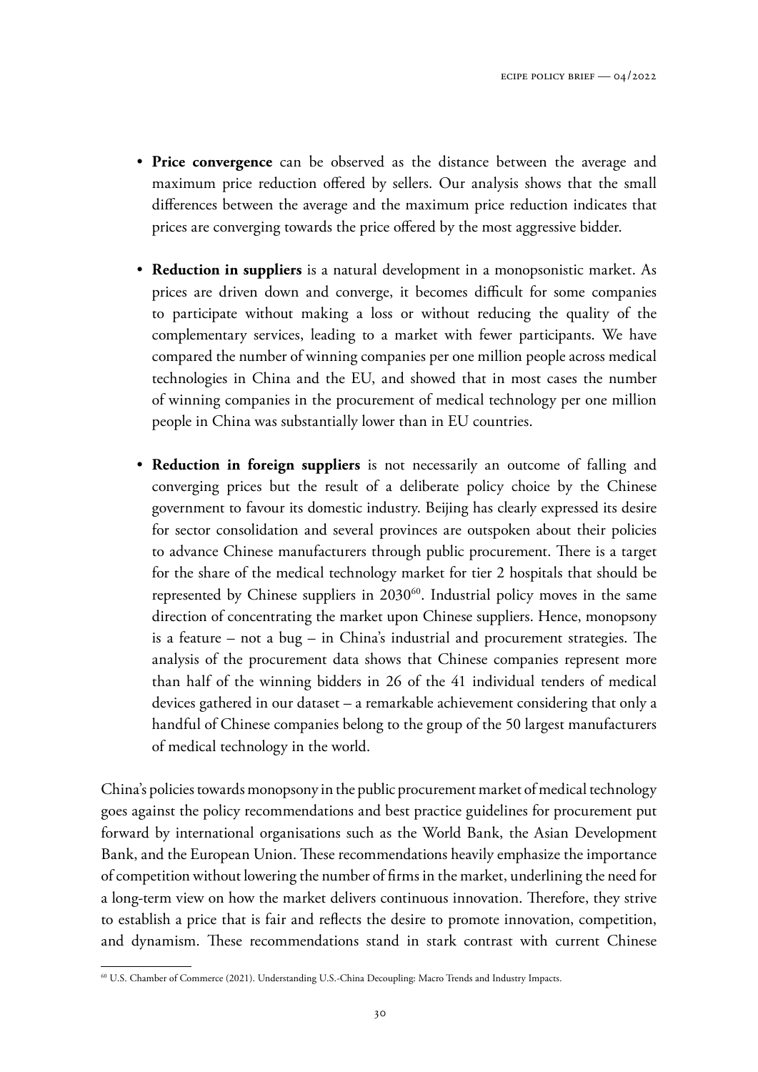- **Price convergence** can be observed as the distance between the average and maximum price reduction offered by sellers. Our analysis shows that the small differences between the average and the maximum price reduction indicates that prices are converging towards the price offered by the most aggressive bidder.

- **Reduction in suppliers** is a natural development in a monopsonistic market. As prices are driven down and converge, it becomes difficult for some companies to participate without making a loss or without reducing the quality of the complementary services, leading to a market with fewer participants. We have compared the number of winning companies per one million people across medical technologies in China and the EU, and showed that in most cases the number of winning companies in the procurement of medical technology per one million people in China was substantially lower than in EU countries.

- **Reduction in foreign suppliers** is not necessarily an outcome of falling and converging prices but the result of a deliberate policy choice by the Chinese government to favour its domestic industry. Beijing has clearly expressed its desire for sector consolidation and several provinces are outspoken about their policies to advance Chinese manufacturers through public procurement. There is a target for the share of the medical technology market for tier 2 hospitals that should be represented by Chinese suppliers in 2030[60]. Industrial policy moves in the same direction of concentrating the market upon Chinese suppliers. Hence, monopsony is a feature – not a bug – in China's industrial and procurement strategies. The analysis of the procurement data shows that Chinese companies represent more than half of the winning bidders in 26 of the 41 individual tenders of medical devices gathered in our dataset – a remarkable achievement considering that only a handful of Chinese companies belong to the group of the 50 largest manufacturers of medical technology in the world.

China's policies towards monopsony in the public procurement market of medical technology goes against the policy recommendations and best practice guidelines for procurement put forward by international organisations such as the World Bank, the Asian Development Bank, and the European Union. These recommendations heavily emphasize the importance of competition without lowering the number of firms in the market, underlining the need for a long-term view on how the market delivers continuous innovation. Therefore, they strive to establish a price that is fair and reflects the desire to promote innovation, competition, and dynamism. These recommendations stand in stark contrast with current Chinese

[60] U.S. Chamber of Commerce (2021). Understanding U.S.-China Decoupling: Macro Trends and Industry Impacts.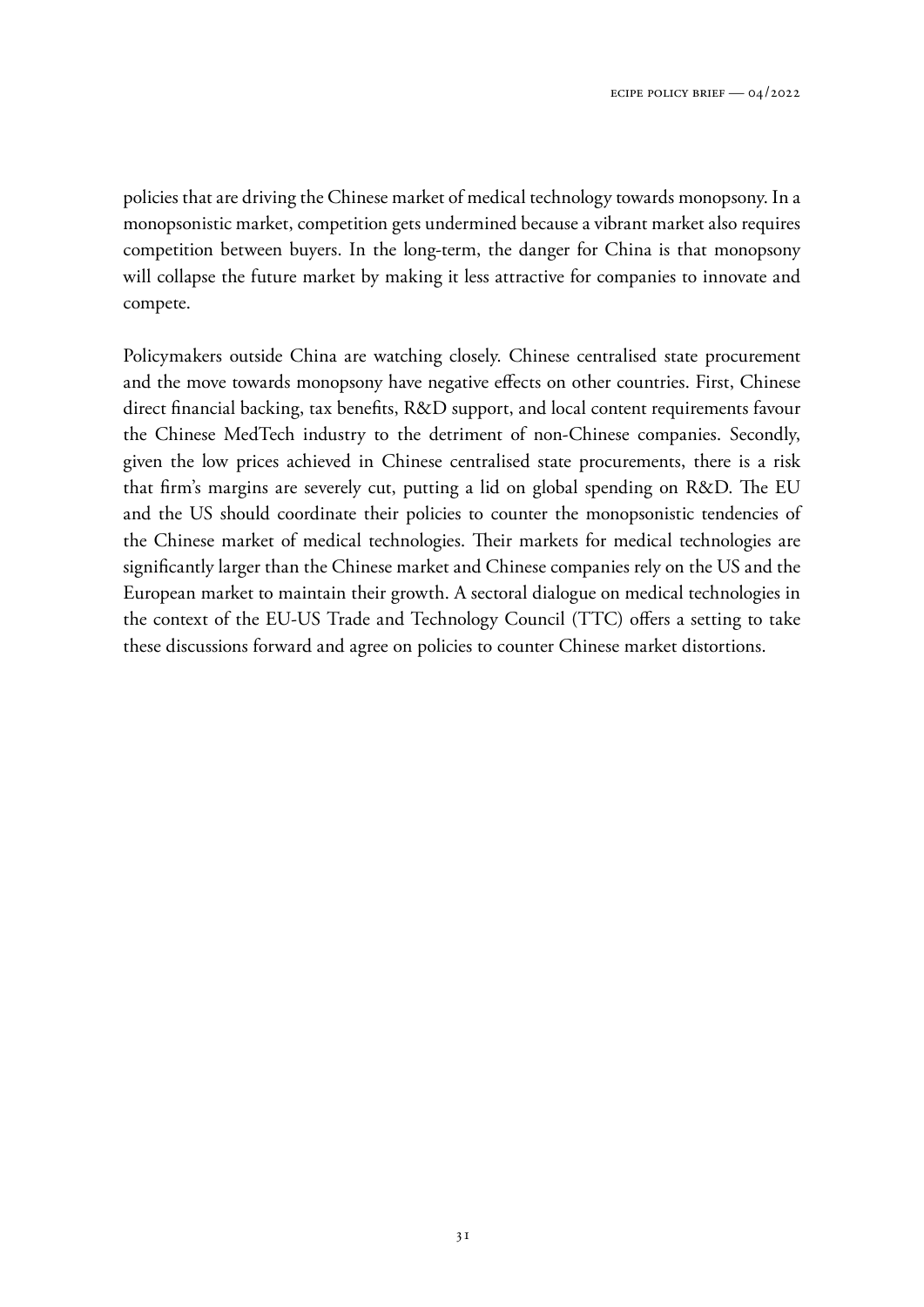policies that are driving the Chinese market of medical technology towards monopsony. In a monopsonistic market, competition gets undermined because a vibrant market also requires competition between buyers. In the long-term, the danger for China is that monopsony will collapse the future market by making it less attractive for companies to innovate and compete.

Policymakers outside China are watching closely. Chinese centralised state procurement and the move towards monopsony have negative effects on other countries. First, Chinese direct financial backing, tax benefits, R&D support, and local content requirements favour the Chinese MedTech industry to the detriment of non-Chinese companies. Secondly, given the low prices achieved in Chinese centralised state procurements, there is a risk that firm's margins are severely cut, putting a lid on global spending on R&D. The EU and the US should coordinate their policies to counter the monopsonistic tendencies of the Chinese market of medical technologies. Their markets for medical technologies are significantly larger than the Chinese market and Chinese companies rely on the US and the European market to maintain their growth. A sectoral dialogue on medical technologies in the context of the EU-US Trade and Technology Council (TTC) offers a setting to take these discussions forward and agree on policies to counter Chinese market distortions.